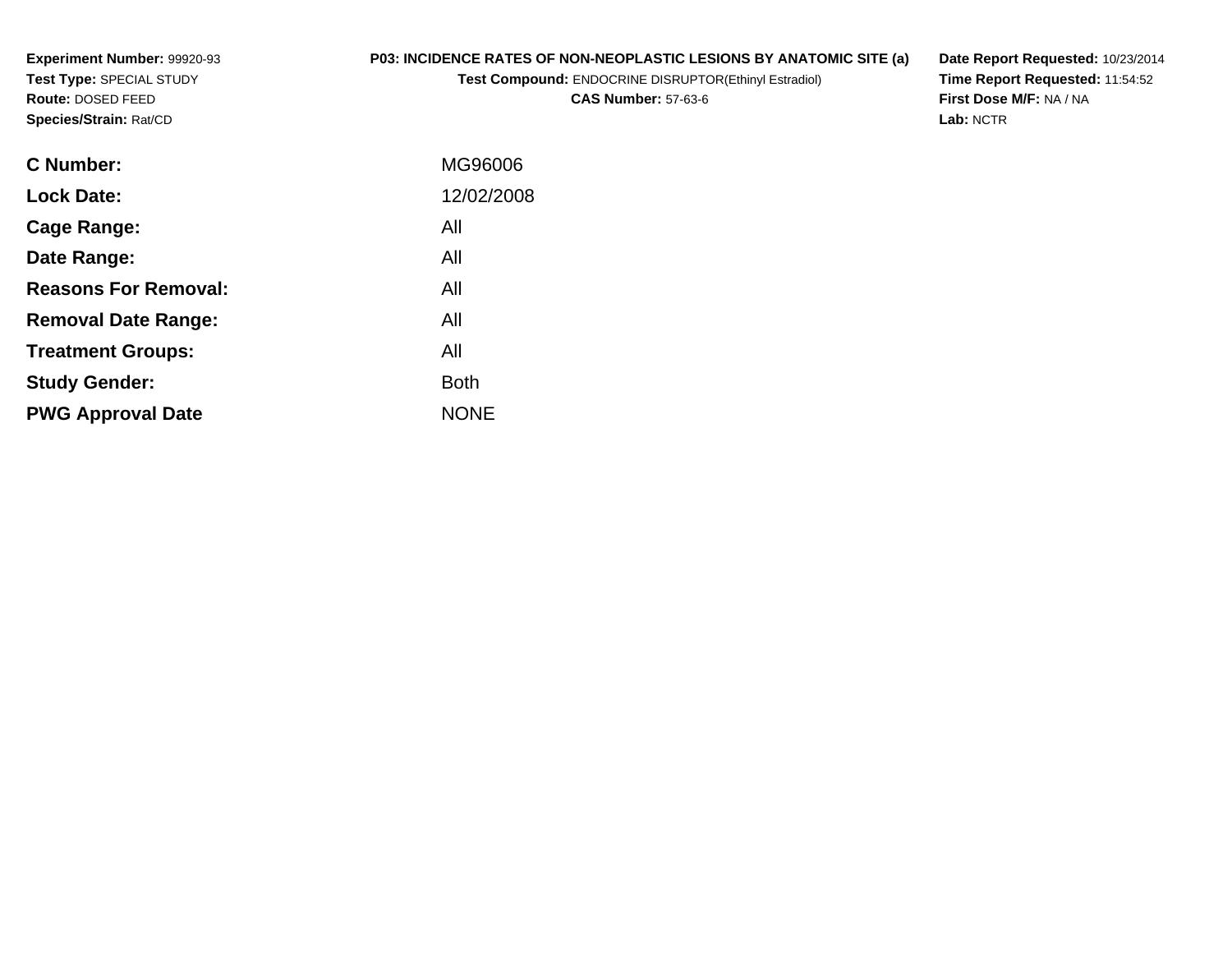**Experiment Number:** 99920-93
**Test Type:** SPECIAL STUDY
**Route:** DOSED FEED
**Species/Strain:** Rat/CD

**P03: INCIDENCE RATES OF NON-NEOPLASTIC LESIONS BY ANATOMIC SITE (a)**
**Test Compound:** ENDOCRINE DISRUPTOR(Ethinyl Estradiol)
**CAS Number:** 57-63-6

**Date Report Requested:** 10/23/2014
**Time Report Requested:** 11:54:52
**First Dose M/F:** NA / NA
**Lab:** NCTR

| | |
|---|---|
| **C Number:** | MG96006 |
| **Lock Date:** | 12/02/2008 |
| **Cage Range:** | All |
| **Date Range:** | All |
| **Reasons For Removal:** | All |
| **Removal Date Range:** | All |
| **Treatment Groups:** | All |
| **Study Gender:** | Both |
| **PWG Approval Date** | NONE |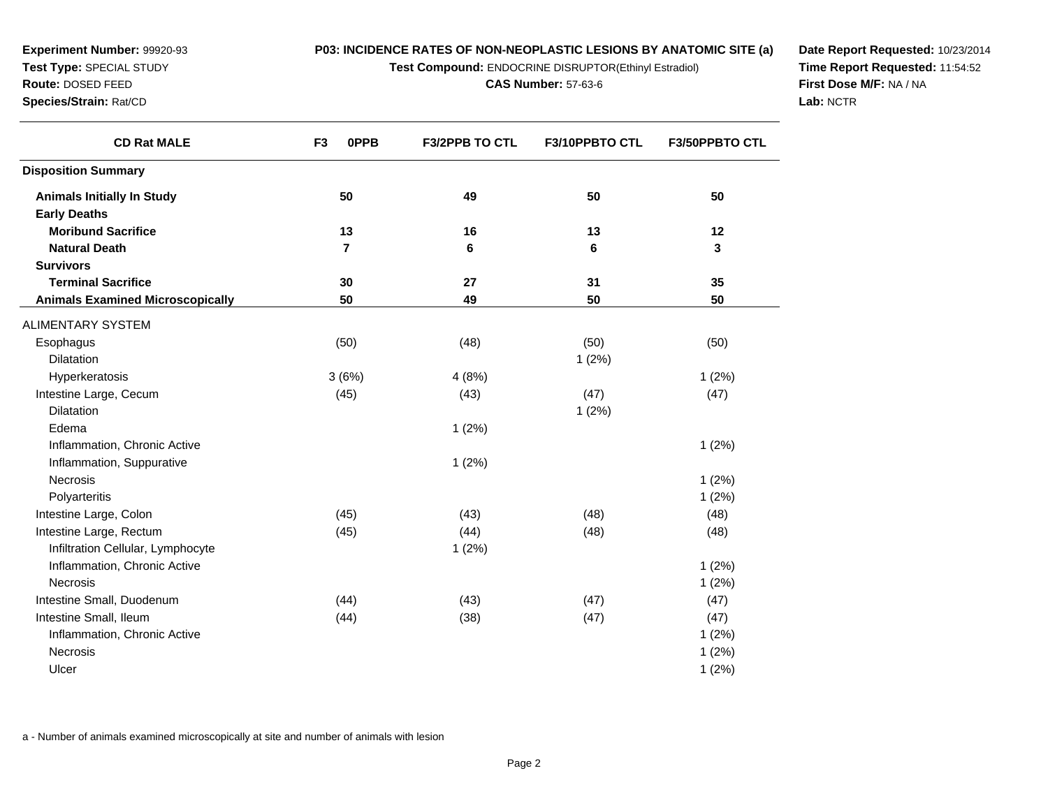**Experiment Number:** 99920-93
**Test Type:** SPECIAL STUDY
**Route:** DOSED FEED
**Species/Strain:** Rat/CD

**P03: INCIDENCE RATES OF NON-NEOPLASTIC LESIONS BY ANATOMIC SITE (a)**
**Test Compound:** ENDOCRINE DISRUPTOR(Ethinyl Estradiol)
**CAS Number:** 57-63-6

**Date Report Requested:** 10/23/2014
**Time Report Requested:** 11:54:52
**First Dose M/F:** NA / NA
**Lab:** NCTR

| CD Rat MALE | F3 0PPB | F3/2PPB TO CTL | F3/10PPBTO CTL | F3/50PPBTO CTL |
|---|---|---|---|---|
| **Disposition Summary** | | | | |
| **Animals Initially In Study** | **50** | **49** | **50** | **50** |
| **Early Deaths** | | | | |
| **Moribund Sacrifice** | **13** | **16** | **13** | **12** |
| **Natural Death** | **7** | **6** | **6** | **3** |
| **Survivors** | | | | |
| **Terminal Sacrifice** | **30** | **27** | **31** | **35** |
| **Animals Examined Microscopically** | **50** | **49** | **50** | **50** |
| ALIMENTARY SYSTEM | | | | |
| Esophagus | (50) | (48) | (50) | (50) |
| Dilatation | | | 1 (2%) | |
| Hyperkeratosis | 3 (6%) | 4 (8%) | | 1 (2%) |
| Intestine Large, Cecum | (45) | (43) | (47) | (47) |
| Dilatation | | | 1 (2%) | |
| Edema | | 1 (2%) | | |
| Inflammation, Chronic Active | | | | 1 (2%) |
| Inflammation, Suppurative | | 1 (2%) | | |
| Necrosis | | | | 1 (2%) |
| Polyarteritis | | | | 1 (2%) |
| Intestine Large, Colon | (45) | (43) | (48) | (48) |
| Intestine Large, Rectum | (45) | (44) | (48) | (48) |
| Infiltration Cellular, Lymphocyte | | 1 (2%) | | |
| Inflammation, Chronic Active | | | | 1 (2%) |
| Necrosis | | | | 1 (2%) |
| Intestine Small, Duodenum | (44) | (43) | (47) | (47) |
| Intestine Small, Ileum | (44) | (38) | (47) | (47) |
| Inflammation, Chronic Active | | | | 1 (2%) |
| Necrosis | | | | 1 (2%) |
| Ulcer | | | | 1 (2%) |

a - Number of animals examined microscopically at site and number of animals with lesion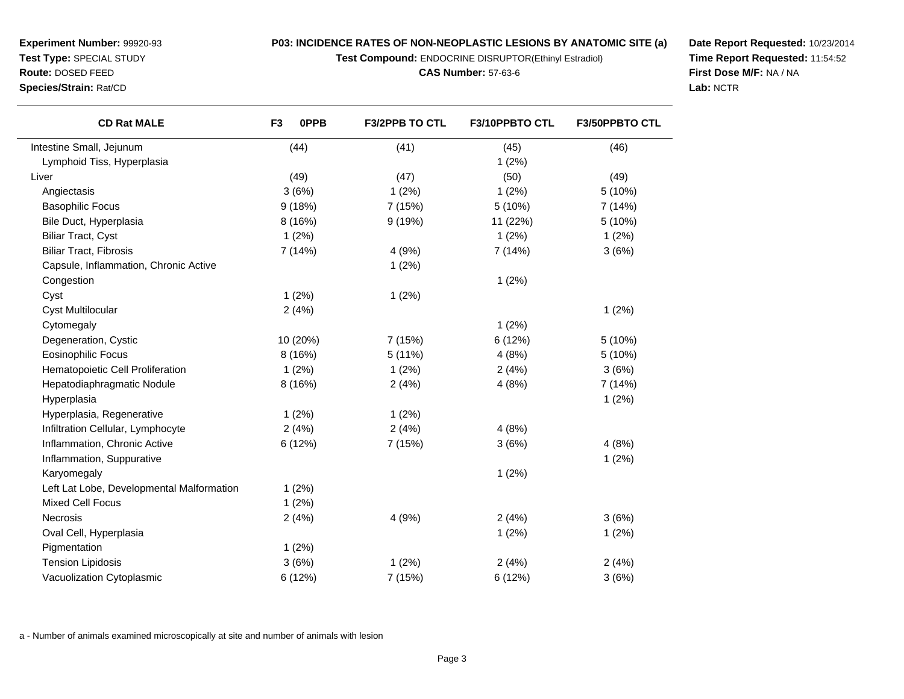**Experiment Number:** 99920-93
**Test Type:** SPECIAL STUDY
**Route:** DOSED FEED
**Species/Strain:** Rat/CD

**P03: INCIDENCE RATES OF NON-NEOPLASTIC LESIONS BY ANATOMIC SITE (a)**
**Test Compound:** ENDOCRINE DISRUPTOR(Ethinyl Estradiol)
**CAS Number:** 57-63-6

**Date Report Requested:** 10/23/2014
**Time Report Requested:** 11:54:52
**First Dose M/F:** NA / NA
**Lab:** NCTR

| CD Rat MALE | F3 0PPB | F3/2PPB TO CTL | F3/10PPBTO CTL | F3/50PPBTO CTL |
|---|---|---|---|---|
| Intestine Small, Jejunum | (44) | (41) | (45) | (46) |
| Lymphoid Tiss, Hyperplasia | | | 1 (2%) | |
| Liver | (49) | (47) | (50) | (49) |
| Angiectasis | 3 (6%) | 1 (2%) | 1 (2%) | 5 (10%) |
| Basophilic Focus | 9 (18%) | 7 (15%) | 5 (10%) | 7 (14%) |
| Bile Duct, Hyperplasia | 8 (16%) | 9 (19%) | 11 (22%) | 5 (10%) |
| Biliar Tract, Cyst | 1 (2%) | | 1 (2%) | 1 (2%) |
| Biliar Tract, Fibrosis | 7 (14%) | 4 (9%) | 7 (14%) | 3 (6%) |
| Capsule, Inflammation, Chronic Active | | 1 (2%) | | |
| Congestion | | | 1 (2%) | |
| Cyst | 1 (2%) | 1 (2%) | | |
| Cyst Multilocular | 2 (4%) | | | 1 (2%) |
| Cytomegaly | | | 1 (2%) | |
| Degeneration, Cystic | 10 (20%) | 7 (15%) | 6 (12%) | 5 (10%) |
| Eosinophilic Focus | 8 (16%) | 5 (11%) | 4 (8%) | 5 (10%) |
| Hematopoietic Cell Proliferation | 1 (2%) | 1 (2%) | 2 (4%) | 3 (6%) |
| Hepatodiaphragmatic Nodule | 8 (16%) | 2 (4%) | 4 (8%) | 7 (14%) |
| Hyperplasia | | | | 1 (2%) |
| Hyperplasia, Regenerative | 1 (2%) | 1 (2%) | | |
| Infiltration Cellular, Lymphocyte | 2 (4%) | 2 (4%) | 4 (8%) | |
| Inflammation, Chronic Active | 6 (12%) | 7 (15%) | 3 (6%) | 4 (8%) |
| Inflammation, Suppurative | | | | 1 (2%) |
| Karyomegaly | | | 1 (2%) | |
| Left Lat Lobe, Developmental Malformation | 1 (2%) | | | |
| Mixed Cell Focus | 1 (2%) | | | |
| Necrosis | 2 (4%) | 4 (9%) | 2 (4%) | 3 (6%) |
| Oval Cell, Hyperplasia | | | 1 (2%) | 1 (2%) |
| Pigmentation | 1 (2%) | | | |
| Tension Lipidosis | 3 (6%) | 1 (2%) | 2 (4%) | 2 (4%) |
| Vacuolization Cytoplasmic | 6 (12%) | 7 (15%) | 6 (12%) | 3 (6%) |

a - Number of animals examined microscopically at site and number of animals with lesion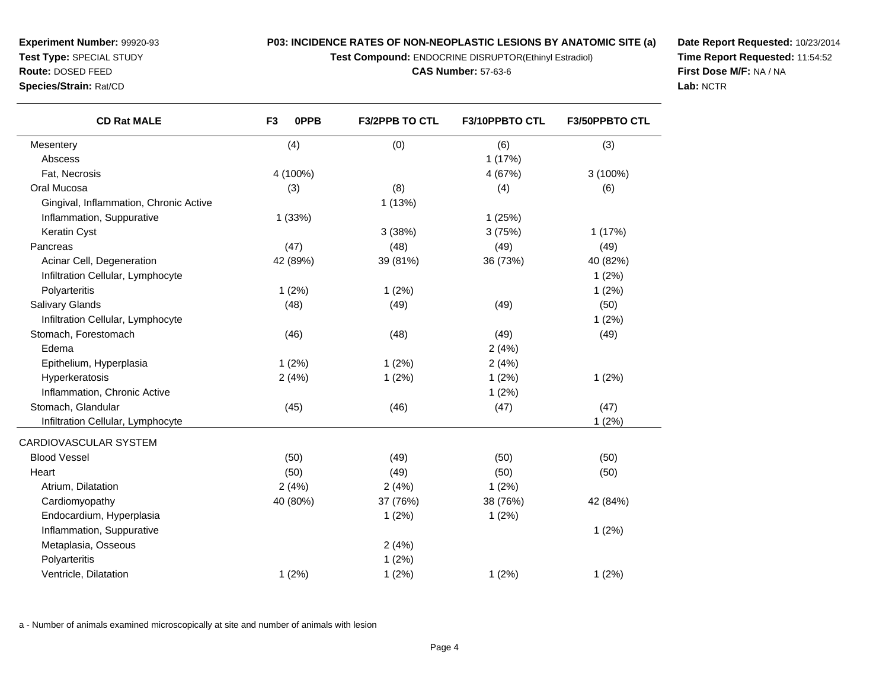**Experiment Number:** 99920-93
**Test Type:** SPECIAL STUDY
**Route:** DOSED FEED
**Species/Strain:** Rat/CD

**P03: INCIDENCE RATES OF NON-NEOPLASTIC LESIONS BY ANATOMIC SITE (a)**
**Test Compound:** ENDOCRINE DISRUPTOR(Ethinyl Estradiol)
**CAS Number:** 57-63-6

**Date Report Requested:** 10/23/2014
**Time Report Requested:** 11:54:52
**First Dose M/F:** NA / NA
**Lab:** NCTR

| CD Rat MALE | F3 0PPB | F3/2PPB TO CTL | F3/10PPBTO CTL | F3/50PPBTO CTL |
|---|---|---|---|---|
| Mesentery | (4) | (0) | (6) | (3) |
| Abscess | | | 1 (17%) | |
| Fat, Necrosis | 4 (100%) | | 4 (67%) | 3 (100%) |
| Oral Mucosa | (3) | (8) | (4) | (6) |
| Gingival, Inflammation, Chronic Active | | 1 (13%) | | |
| Inflammation, Suppurative | 1 (33%) | | 1 (25%) | |
| Keratin Cyst | | 3 (38%) | 3 (75%) | 1 (17%) |
| Pancreas | (47) | (48) | (49) | (49) |
| Acinar Cell, Degeneration | 42 (89%) | 39 (81%) | 36 (73%) | 40 (82%) |
| Infiltration Cellular, Lymphocyte | | | | 1 (2%) |
| Polyarteritis | 1 (2%) | 1 (2%) | | 1 (2%) |
| Salivary Glands | (48) | (49) | (49) | (50) |
| Infiltration Cellular, Lymphocyte | | | | 1 (2%) |
| Stomach, Forestomach | (46) | (48) | (49) | (49) |
| Edema | | | 2 (4%) | |
| Epithelium, Hyperplasia | 1 (2%) | 1 (2%) | 2 (4%) | |
| Hyperkeratosis | 2 (4%) | 1 (2%) | 1 (2%) | 1 (2%) |
| Inflammation, Chronic Active | | | 1 (2%) | |
| Stomach, Glandular | (45) | (46) | (47) | (47) |
| Infiltration Cellular, Lymphocyte | | | | 1 (2%) |
| CARDIOVASCULAR SYSTEM | | | | |
| Blood Vessel | (50) | (49) | (50) | (50) |
| Heart | (50) | (49) | (50) | (50) |
| Atrium, Dilatation | 2 (4%) | 2 (4%) | 1 (2%) | |
| Cardiomyopathy | 40 (80%) | 37 (76%) | 38 (76%) | 42 (84%) |
| Endocardium, Hyperplasia | | 1 (2%) | 1 (2%) | |
| Inflammation, Suppurative | | | | 1 (2%) |
| Metaplasia, Osseous | | 2 (4%) | | |
| Polyarteritis | | 1 (2%) | | |
| Ventricle, Dilatation | 1 (2%) | 1 (2%) | 1 (2%) | 1 (2%) |

a - Number of animals examined microscopically at site and number of animals with lesion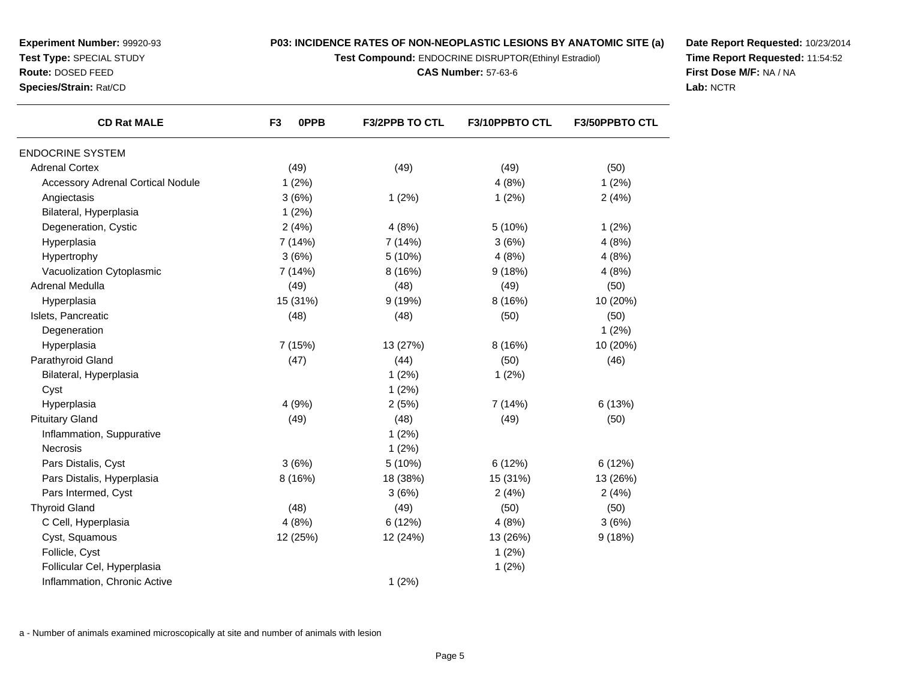**Experiment Number:** 99920-93
**Test Type:** SPECIAL STUDY
**Route:** DOSED FEED
**Species/Strain:** Rat/CD

**P03: INCIDENCE RATES OF NON-NEOPLASTIC LESIONS BY ANATOMIC SITE (a)**
**Test Compound:** ENDOCRINE DISRUPTOR(Ethinyl Estradiol)
**CAS Number:** 57-63-6

**Date Report Requested:** 10/23/2014
**Time Report Requested:** 11:54:52
**First Dose M/F:** NA / NA
**Lab:** NCTR

| CD Rat MALE | F3 0PPB | F3/2PPB TO CTL | F3/10PPBTO CTL | F3/50PPBTO CTL |
|---|---|---|---|---|
| ENDOCRINE SYSTEM | | | | |
| Adrenal Cortex | (49) | (49) | (49) | (50) |
| Accessory Adrenal Cortical Nodule | 1 (2%) | | 4 (8%) | 1 (2%) |
| Angiectasis | 3 (6%) | 1 (2%) | 1 (2%) | 2 (4%) |
| Bilateral, Hyperplasia | 1 (2%) | | | |
| Degeneration, Cystic | 2 (4%) | 4 (8%) | 5 (10%) | 1 (2%) |
| Hyperplasia | 7 (14%) | 7 (14%) | 3 (6%) | 4 (8%) |
| Hypertrophy | 3 (6%) | 5 (10%) | 4 (8%) | 4 (8%) |
| Vacuolization Cytoplasmic | 7 (14%) | 8 (16%) | 9 (18%) | 4 (8%) |
| Adrenal Medulla | (49) | (48) | (49) | (50) |
| Hyperplasia | 15 (31%) | 9 (19%) | 8 (16%) | 10 (20%) |
| Islets, Pancreatic | (48) | (48) | (50) | (50) |
| Degeneration | | | | 1 (2%) |
| Hyperplasia | 7 (15%) | 13 (27%) | 8 (16%) | 10 (20%) |
| Parathyroid Gland | (47) | (44) | (50) | (46) |
| Bilateral, Hyperplasia | | 1 (2%) | 1 (2%) | |
| Cyst | | 1 (2%) | | |
| Hyperplasia | 4 (9%) | 2 (5%) | 7 (14%) | 6 (13%) |
| Pituitary Gland | (49) | (48) | (49) | (50) |
| Inflammation, Suppurative | | 1 (2%) | | |
| Necrosis | | 1 (2%) | | |
| Pars Distalis, Cyst | 3 (6%) | 5 (10%) | 6 (12%) | 6 (12%) |
| Pars Distalis, Hyperplasia | 8 (16%) | 18 (38%) | 15 (31%) | 13 (26%) |
| Pars Intermed, Cyst | | 3 (6%) | 2 (4%) | 2 (4%) |
| Thyroid Gland | (48) | (49) | (50) | (50) |
| C Cell, Hyperplasia | 4 (8%) | 6 (12%) | 4 (8%) | 3 (6%) |
| Cyst, Squamous | 12 (25%) | 12 (24%) | 13 (26%) | 9 (18%) |
| Follicle, Cyst | | | 1 (2%) | |
| Follicular Cel, Hyperplasia | | | 1 (2%) | |
| Inflammation, Chronic Active | | 1 (2%) | | |

a - Number of animals examined microscopically at site and number of animals with lesion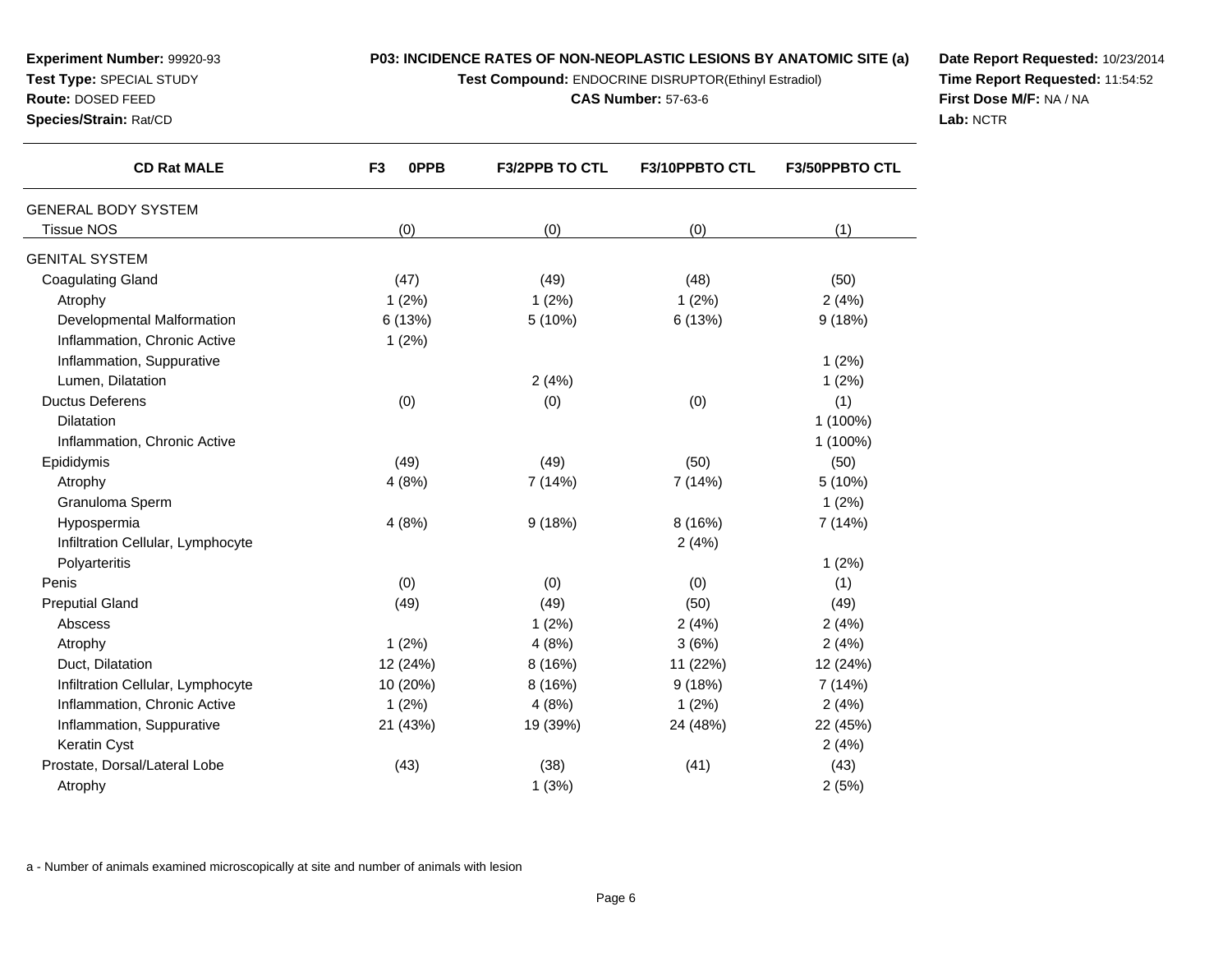**Experiment Number:** 99920-93
**Test Type:** SPECIAL STUDY
**Route:** DOSED FEED
**Species/Strain:** Rat/CD

**P03: INCIDENCE RATES OF NON-NEOPLASTIC LESIONS BY ANATOMIC SITE (a)**
**Test Compound:** ENDOCRINE DISRUPTOR(Ethinyl Estradiol)
**CAS Number:** 57-63-6

**Date Report Requested:** 10/23/2014
**Time Report Requested:** 11:54:52
**First Dose M/F:** NA / NA
**Lab:** NCTR

| CD Rat MALE | F3 0PPB | F3/2PPB TO CTL | F3/10PPBTO CTL | F3/50PPBTO CTL |
|---|---|---|---|---|
| GENERAL BODY SYSTEM | | | | |
| Tissue NOS | (0) | (0) | (0) | (1) |
| GENITAL SYSTEM | | | | |
| Coagulating Gland | (47) | (49) | (48) | (50) |
| Atrophy | 1 (2%) | 1 (2%) | 1 (2%) | 2 (4%) |
| Developmental Malformation | 6 (13%) | 5 (10%) | 6 (13%) | 9 (18%) |
| Inflammation, Chronic Active | 1 (2%) | | | |
| Inflammation, Suppurative | | | | 1 (2%) |
| Lumen, Dilatation | | 2 (4%) | | 1 (2%) |
| Ductus Deferens | (0) | (0) | (0) | (1) |
| Dilatation | | | | 1 (100%) |
| Inflammation, Chronic Active | | | | 1 (100%) |
| Epididymis | (49) | (49) | (50) | (50) |
| Atrophy | 4 (8%) | 7 (14%) | 7 (14%) | 5 (10%) |
| Granuloma Sperm | | | | 1 (2%) |
| Hypospermia | 4 (8%) | 9 (18%) | 8 (16%) | 7 (14%) |
| Infiltration Cellular, Lymphocyte | | | 2 (4%) | |
| Polyarteritis | | | | 1 (2%) |
| Penis | (0) | (0) | (0) | (1) |
| Preputial Gland | (49) | (49) | (50) | (49) |
| Abscess | | 1 (2%) | 2 (4%) | 2 (4%) |
| Atrophy | 1 (2%) | 4 (8%) | 3 (6%) | 2 (4%) |
| Duct, Dilatation | 12 (24%) | 8 (16%) | 11 (22%) | 12 (24%) |
| Infiltration Cellular, Lymphocyte | 10 (20%) | 8 (16%) | 9 (18%) | 7 (14%) |
| Inflammation, Chronic Active | 1 (2%) | 4 (8%) | 1 (2%) | 2 (4%) |
| Inflammation, Suppurative | 21 (43%) | 19 (39%) | 24 (48%) | 22 (45%) |
| Keratin Cyst | | | | 2 (4%) |
| Prostate, Dorsal/Lateral Lobe | (43) | (38) | (41) | (43) |
| Atrophy | | 1 (3%) | | 2 (5%) |

a - Number of animals examined microscopically at site and number of animals with lesion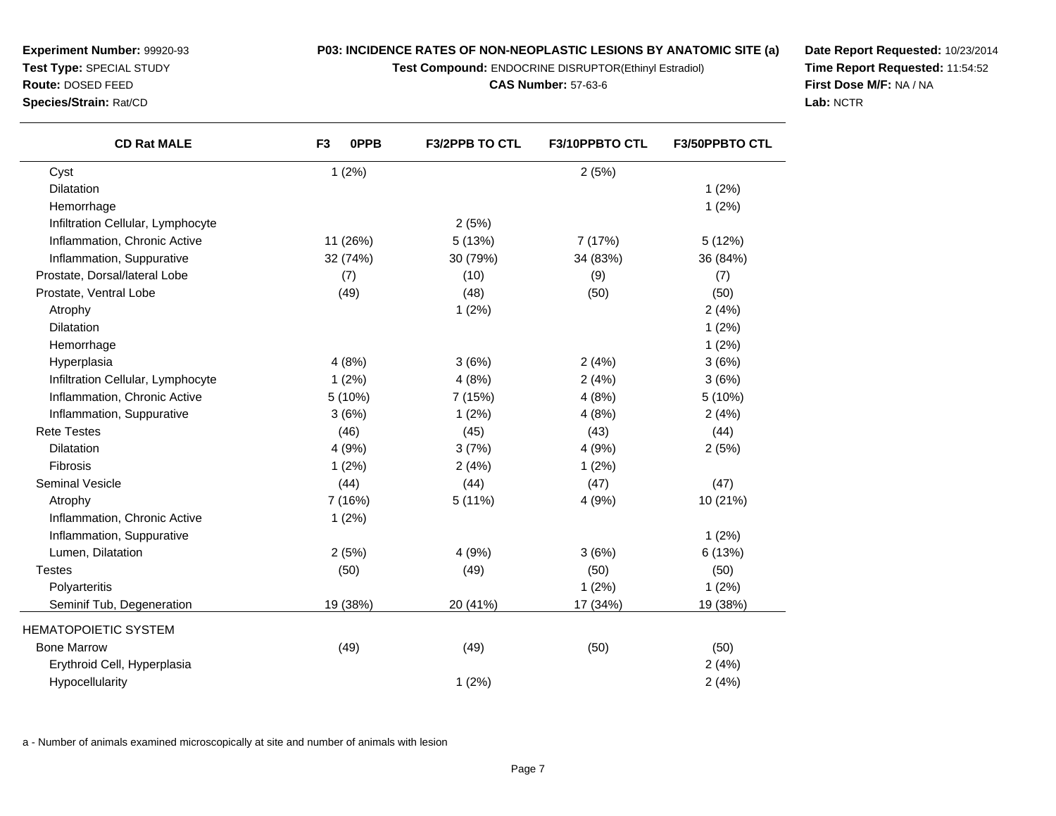**Experiment Number:** 99920-93
**Test Type:** SPECIAL STUDY
**Route:** DOSED FEED
**Species/Strain:** Rat/CD

**P03: INCIDENCE RATES OF NON-NEOPLASTIC LESIONS BY ANATOMIC SITE (a)**
**Test Compound:** ENDOCRINE DISRUPTOR(Ethinyl Estradiol)
**CAS Number:** 57-63-6

**Date Report Requested:** 10/23/2014
**Time Report Requested:** 11:54:52
**First Dose M/F:** NA / NA
**Lab:** NCTR

| CD Rat MALE | F3 0PPB | F3/2PPB TO CTL | F3/10PPBTO CTL | F3/50PPBTO CTL |
|---|---|---|---|---|
| Cyst | 1 (2%) | | 2 (5%) | |
| Dilatation | | | | 1 (2%) |
| Hemorrhage | | | | 1 (2%) |
| Infiltration Cellular, Lymphocyte | | 2 (5%) | | |
| Inflammation, Chronic Active | 11 (26%) | 5 (13%) | 7 (17%) | 5 (12%) |
| Inflammation, Suppurative | 32 (74%) | 30 (79%) | 34 (83%) | 36 (84%) |
| Prostate, Dorsal/lateral Lobe | (7) | (10) | (9) | (7) |
| Prostate, Ventral Lobe | (49) | (48) | (50) | (50) |
| Atrophy | | 1 (2%) | | 2 (4%) |
| Dilatation | | | | 1 (2%) |
| Hemorrhage | | | | 1 (2%) |
| Hyperplasia | 4 (8%) | 3 (6%) | 2 (4%) | 3 (6%) |
| Infiltration Cellular, Lymphocyte | 1 (2%) | 4 (8%) | 2 (4%) | 3 (6%) |
| Inflammation, Chronic Active | 5 (10%) | 7 (15%) | 4 (8%) | 5 (10%) |
| Inflammation, Suppurative | 3 (6%) | 1 (2%) | 4 (8%) | 2 (4%) |
| Rete Testes | (46) | (45) | (43) | (44) |
| Dilatation | 4 (9%) | 3 (7%) | 4 (9%) | 2 (5%) |
| Fibrosis | 1 (2%) | 2 (4%) | 1 (2%) | |
| Seminal Vesicle | (44) | (44) | (47) | (47) |
| Atrophy | 7 (16%) | 5 (11%) | 4 (9%) | 10 (21%) |
| Inflammation, Chronic Active | 1 (2%) | | | |
| Inflammation, Suppurative | | | | 1 (2%) |
| Lumen, Dilatation | 2 (5%) | 4 (9%) | 3 (6%) | 6 (13%) |
| Testes | (50) | (49) | (50) | (50) |
| Polyarteritis | | | 1 (2%) | 1 (2%) |
| Seminif Tub, Degeneration | 19 (38%) | 20 (41%) | 17 (34%) | 19 (38%) |
| HEMATOPOIETIC SYSTEM | | | | |
| Bone Marrow | (49) | (49) | (50) | (50) |
| Erythroid Cell, Hyperplasia | | | | 2 (4%) |
| Hypocellularity | | 1 (2%) | | 2 (4%) |

a - Number of animals examined microscopically at site and number of animals with lesion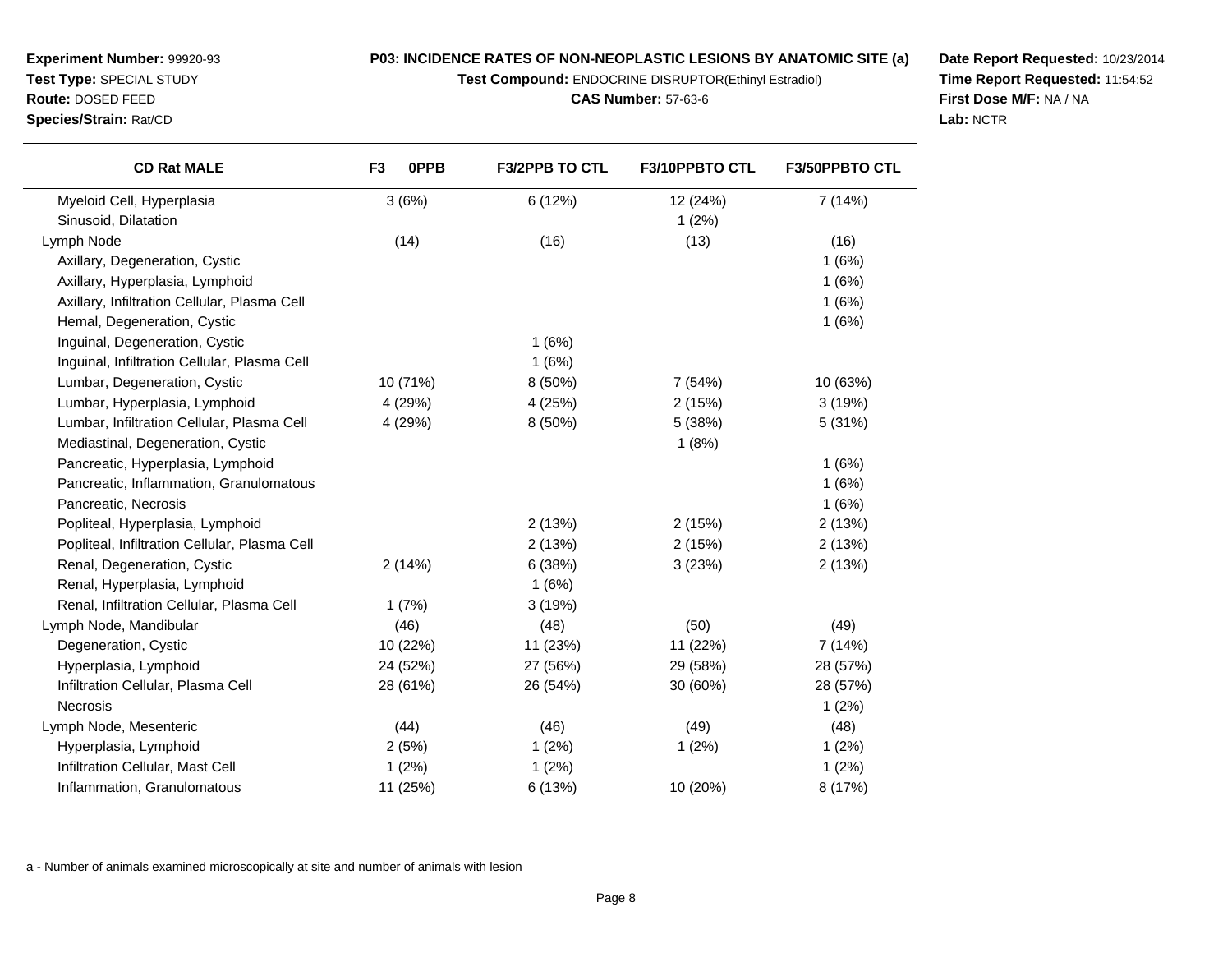**Experiment Number:** 99920-93
**Test Type:** SPECIAL STUDY
**Route:** DOSED FEED
**Species/Strain:** Rat/CD

**P03: INCIDENCE RATES OF NON-NEOPLASTIC LESIONS BY ANATOMIC SITE (a)**
**Test Compound:** ENDOCRINE DISRUPTOR(Ethinyl Estradiol)
**CAS Number:** 57-63-6

**Date Report Requested:** 10/23/2014
**Time Report Requested:** 11:54:52
**First Dose M/F:** NA / NA
**Lab:** NCTR

| CD Rat MALE | F3 0PPB | F3/2PPB TO CTL | F3/10PPBTO CTL | F3/50PPBTO CTL |
|---|---|---|---|---|
| Myeloid Cell, Hyperplasia | 3 (6%) | 6 (12%) | 12 (24%) | 7 (14%) |
| Sinusoid, Dilatation | | | 1 (2%) | |
| Lymph Node | (14) | (16) | (13) | (16) |
| Axillary, Degeneration, Cystic | | | | 1 (6%) |
| Axillary, Hyperplasia, Lymphoid | | | | 1 (6%) |
| Axillary, Infiltration Cellular, Plasma Cell | | | | 1 (6%) |
| Hemal, Degeneration, Cystic | | | | 1 (6%) |
| Inguinal, Degeneration, Cystic | | 1 (6%) | | |
| Inguinal, Infiltration Cellular, Plasma Cell | | 1 (6%) | | |
| Lumbar, Degeneration, Cystic | 10 (71%) | 8 (50%) | 7 (54%) | 10 (63%) |
| Lumbar, Hyperplasia, Lymphoid | 4 (29%) | 4 (25%) | 2 (15%) | 3 (19%) |
| Lumbar, Infiltration Cellular, Plasma Cell | 4 (29%) | 8 (50%) | 5 (38%) | 5 (31%) |
| Mediastinal, Degeneration, Cystic | | | 1 (8%) | |
| Pancreatic, Hyperplasia, Lymphoid | | | | 1 (6%) |
| Pancreatic, Inflammation, Granulomatous | | | | 1 (6%) |
| Pancreatic, Necrosis | | | | 1 (6%) |
| Popliteal, Hyperplasia, Lymphoid | | 2 (13%) | 2 (15%) | 2 (13%) |
| Popliteal, Infiltration Cellular, Plasma Cell | | 2 (13%) | 2 (15%) | 2 (13%) |
| Renal, Degeneration, Cystic | 2 (14%) | 6 (38%) | 3 (23%) | 2 (13%) |
| Renal, Hyperplasia, Lymphoid | | 1 (6%) | | |
| Renal, Infiltration Cellular, Plasma Cell | 1 (7%) | 3 (19%) | | |
| Lymph Node, Mandibular | (46) | (48) | (50) | (49) |
| Degeneration, Cystic | 10 (22%) | 11 (23%) | 11 (22%) | 7 (14%) |
| Hyperplasia, Lymphoid | 24 (52%) | 27 (56%) | 29 (58%) | 28 (57%) |
| Infiltration Cellular, Plasma Cell | 28 (61%) | 26 (54%) | 30 (60%) | 28 (57%) |
| Necrosis | | | | 1 (2%) |
| Lymph Node, Mesenteric | (44) | (46) | (49) | (48) |
| Hyperplasia, Lymphoid | 2 (5%) | 1 (2%) | 1 (2%) | 1 (2%) |
| Infiltration Cellular, Mast Cell | 1 (2%) | 1 (2%) | | 1 (2%) |
| Inflammation, Granulomatous | 11 (25%) | 6 (13%) | 10 (20%) | 8 (17%) |

a - Number of animals examined microscopically at site and number of animals with lesion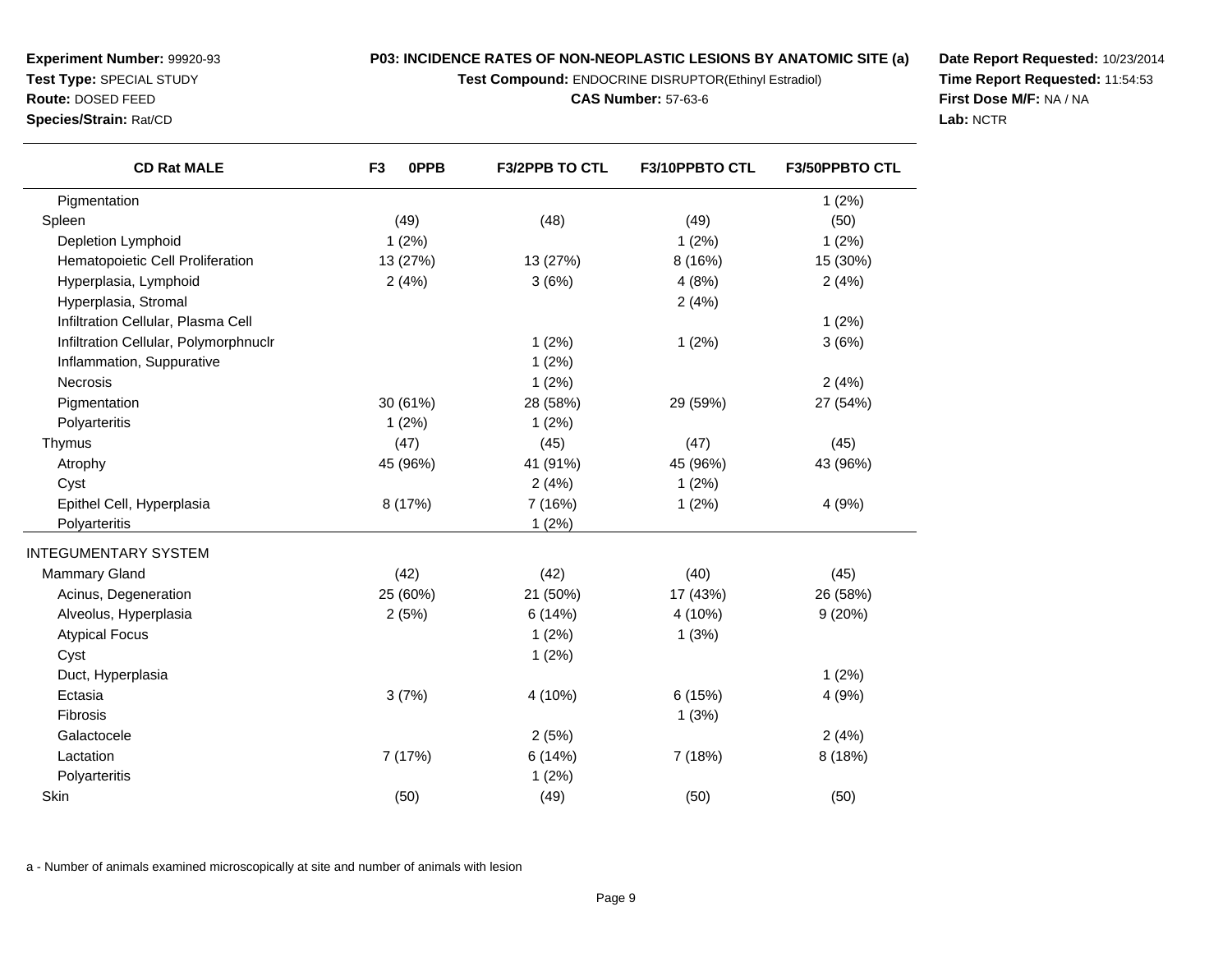**Experiment Number:** 99920-93
**Test Type:** SPECIAL STUDY
**Route:** DOSED FEED
**Species/Strain:** Rat/CD

**P03: INCIDENCE RATES OF NON-NEOPLASTIC LESIONS BY ANATOMIC SITE (a)**
**Test Compound:** ENDOCRINE DISRUPTOR(Ethinyl Estradiol)
**CAS Number:** 57-63-6

**Date Report Requested:** 10/23/2014
**Time Report Requested:** 11:54:53
**First Dose M/F:** NA / NA
**Lab:** NCTR

| CD Rat MALE | F3 0PPB | F3/2PPB TO CTL | F3/10PPBTO CTL | F3/50PPBTO CTL |
|---|---|---|---|---|
| Pigmentation | | | | 1 (2%) |
| Spleen | (49) | (48) | (49) | (50) |
| Depletion Lymphoid | 1 (2%) | | 1 (2%) | 1 (2%) |
| Hematopoietic Cell Proliferation | 13 (27%) | 13 (27%) | 8 (16%) | 15 (30%) |
| Hyperplasia, Lymphoid | 2 (4%) | 3 (6%) | 4 (8%) | 2 (4%) |
| Hyperplasia, Stromal | | | 2 (4%) | |
| Infiltration Cellular, Plasma Cell | | | | 1 (2%) |
| Infiltration Cellular, Polymorphnuclr | | 1 (2%) | 1 (2%) | 3 (6%) |
| Inflammation, Suppurative | | 1 (2%) | | |
| Necrosis | | 1 (2%) | | 2 (4%) |
| Pigmentation | 30 (61%) | 28 (58%) | 29 (59%) | 27 (54%) |
| Polyarteritis | 1 (2%) | 1 (2%) | | |
| Thymus | (47) | (45) | (47) | (45) |
| Atrophy | 45 (96%) | 41 (91%) | 45 (96%) | 43 (96%) |
| Cyst | | 2 (4%) | 1 (2%) | |
| Epithel Cell, Hyperplasia | 8 (17%) | 7 (16%) | 1 (2%) | 4 (9%) |
| Polyarteritis | | 1 (2%) | | |
| INTEGUMENTARY SYSTEM | | | | |
| Mammary Gland | (42) | (42) | (40) | (45) |
| Acinus, Degeneration | 25 (60%) | 21 (50%) | 17 (43%) | 26 (58%) |
| Alveolus, Hyperplasia | 2 (5%) | 6 (14%) | 4 (10%) | 9 (20%) |
| Atypical Focus | | 1 (2%) | 1 (3%) | |
| Cyst | | 1 (2%) | | |
| Duct, Hyperplasia | | | | 1 (2%) |
| Ectasia | 3 (7%) | 4 (10%) | 6 (15%) | 4 (9%) |
| Fibrosis | | | 1 (3%) | |
| Galactocele | | 2 (5%) | | 2 (4%) |
| Lactation | 7 (17%) | 6 (14%) | 7 (18%) | 8 (18%) |
| Polyarteritis | | 1 (2%) | | |
| Skin | (50) | (49) | (50) | (50) |

a - Number of animals examined microscopically at site and number of animals with lesion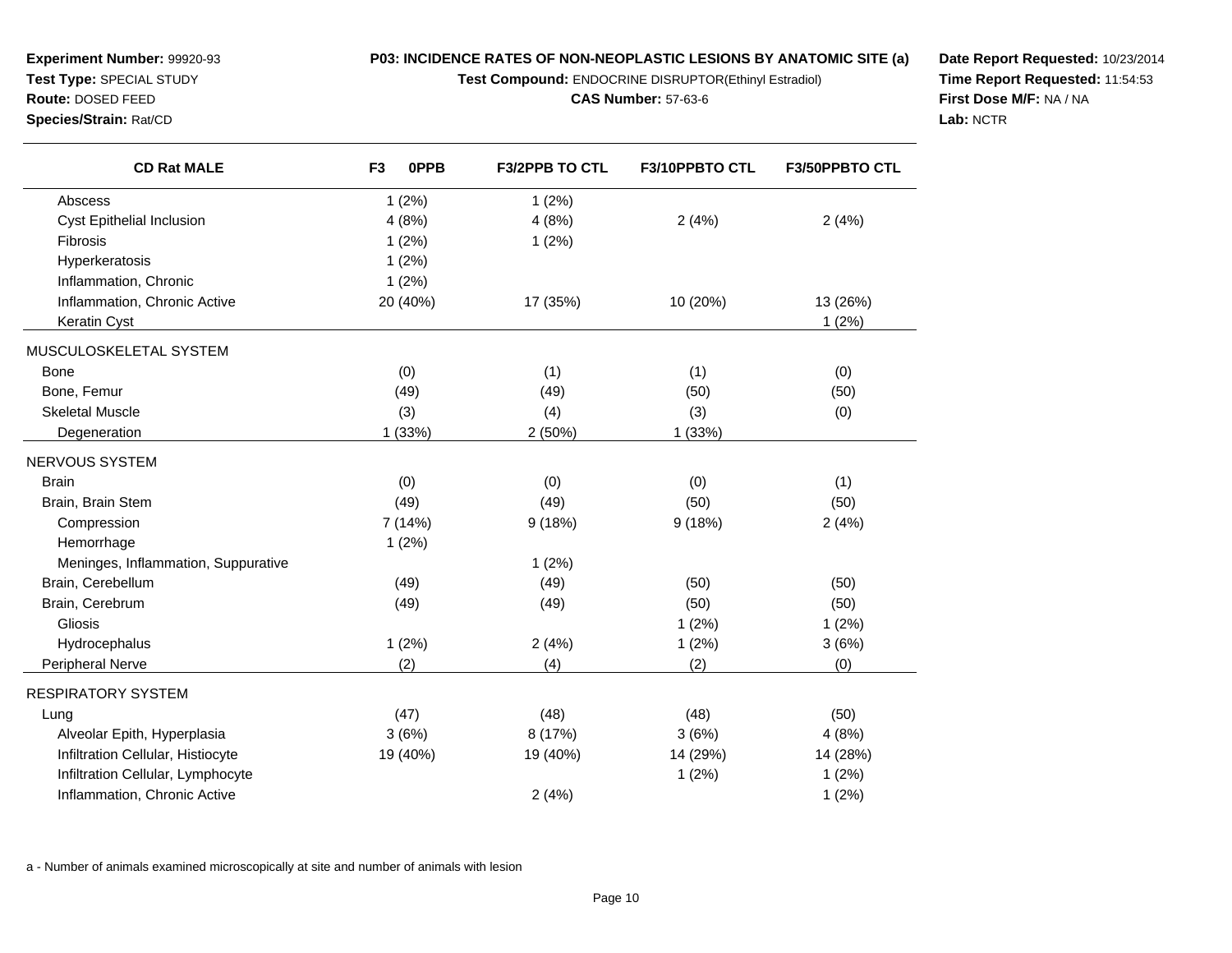**Experiment Number:** 99920-93
**Test Type:** SPECIAL STUDY
**Route:** DOSED FEED
**Species/Strain:** Rat/CD

**P03: INCIDENCE RATES OF NON-NEOPLASTIC LESIONS BY ANATOMIC SITE (a)**
**Test Compound:** ENDOCRINE DISRUPTOR(Ethinyl Estradiol)
**CAS Number:** 57-63-6

**Date Report Requested:** 10/23/2014
**Time Report Requested:** 11:54:53
**First Dose M/F:** NA / NA
**Lab:** NCTR

| CD Rat MALE | F3 0PPB | F3/2PPB TO CTL | F3/10PPBTO CTL | F3/50PPBTO CTL |
|---|---|---|---|---|
| Abscess | 1 (2%) | 1 (2%) | | |
| Cyst Epithelial Inclusion | 4 (8%) | 4 (8%) | 2 (4%) | 2 (4%) |
| Fibrosis | 1 (2%) | 1 (2%) | | |
| Hyperkeratosis | 1 (2%) | | | |
| Inflammation, Chronic | 1 (2%) | | | |
| Inflammation, Chronic Active | 20 (40%) | 17 (35%) | 10 (20%) | 13 (26%) |
| Keratin Cyst | | | | 1 (2%) |
| MUSCULOSKELETAL SYSTEM | | | | |
| Bone | (0) | (1) | (1) | (0) |
| Bone, Femur | (49) | (49) | (50) | (50) |
| Skeletal Muscle | (3) | (4) | (3) | (0) |
| Degeneration | 1 (33%) | 2 (50%) | 1 (33%) | |
| NERVOUS SYSTEM | | | | |
| Brain | (0) | (0) | (0) | (1) |
| Brain, Brain Stem | (49) | (49) | (50) | (50) |
| Compression | 7 (14%) | 9 (18%) | 9 (18%) | 2 (4%) |
| Hemorrhage | 1 (2%) | | | |
| Meninges, Inflammation, Suppurative | | 1 (2%) | | |
| Brain, Cerebellum | (49) | (49) | (50) | (50) |
| Brain, Cerebrum | (49) | (49) | (50) | (50) |
| Gliosis | | | 1 (2%) | 1 (2%) |
| Hydrocephalus | 1 (2%) | 2 (4%) | 1 (2%) | 3 (6%) |
| Peripheral Nerve | (2) | (4) | (2) | (0) |
| RESPIRATORY SYSTEM | | | | |
| Lung | (47) | (48) | (48) | (50) |
| Alveolar Epith, Hyperplasia | 3 (6%) | 8 (17%) | 3 (6%) | 4 (8%) |
| Infiltration Cellular, Histiocyte | 19 (40%) | 19 (40%) | 14 (29%) | 14 (28%) |
| Infiltration Cellular, Lymphocyte | | | 1 (2%) | 1 (2%) |
| Inflammation, Chronic Active | | 2 (4%) | | 1 (2%) |

a - Number of animals examined microscopically at site and number of animals with lesion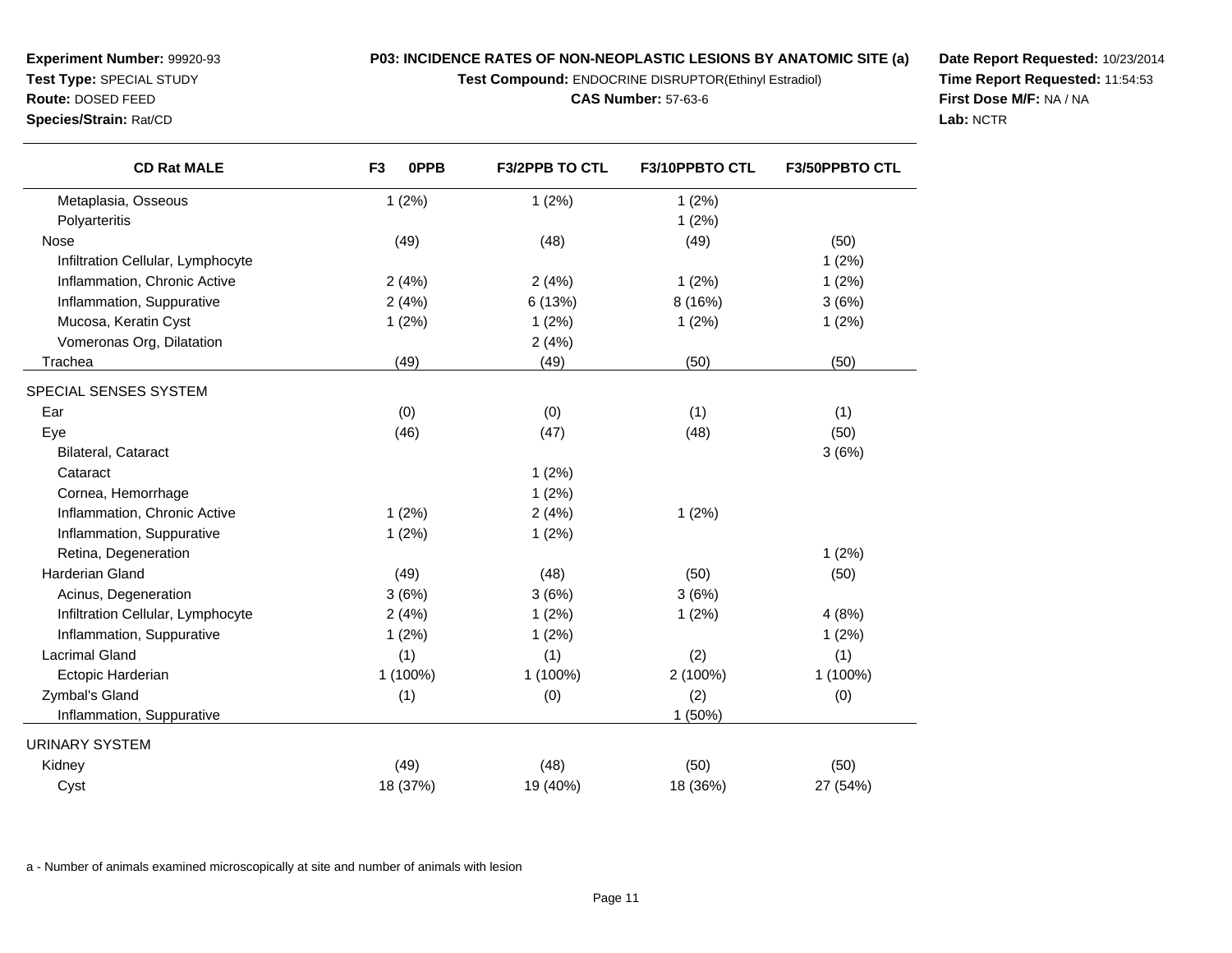**Experiment Number:** 99920-93
**Test Type:** SPECIAL STUDY
**Route:** DOSED FEED
**Species/Strain:** Rat/CD

**P03: INCIDENCE RATES OF NON-NEOPLASTIC LESIONS BY ANATOMIC SITE (a)**
**Test Compound:** ENDOCRINE DISRUPTOR(Ethinyl Estradiol)
**CAS Number:** 57-63-6

**Date Report Requested:** 10/23/2014
**Time Report Requested:** 11:54:53
**First Dose M/F:** NA / NA
**Lab:** NCTR

| CD Rat MALE | F3 0PPB | F3/2PPB TO CTL | F3/10PPBTO CTL | F3/50PPBTO CTL |
|---|---|---|---|---|
| Metaplasia, Osseous | 1 (2%) | 1 (2%) | 1 (2%) | |
| Polyarteritis | | | 1 (2%) | |
| Nose | (49) | (48) | (49) | (50) |
| Infiltration Cellular, Lymphocyte | | | | 1 (2%) |
| Inflammation, Chronic Active | 2 (4%) | 2 (4%) | 1 (2%) | 1 (2%) |
| Inflammation, Suppurative | 2 (4%) | 6 (13%) | 8 (16%) | 3 (6%) |
| Mucosa, Keratin Cyst | 1 (2%) | 1 (2%) | 1 (2%) | 1 (2%) |
| Vomeronas Org, Dilatation | | 2 (4%) | | |
| Trachea | (49) | (49) | (50) | (50) |
| SPECIAL SENSES SYSTEM | | | | |
| Ear | (0) | (0) | (1) | (1) |
| Eye | (46) | (47) | (48) | (50) |
| Bilateral, Cataract | | | | 3 (6%) |
| Cataract | | 1 (2%) | | |
| Cornea, Hemorrhage | | 1 (2%) | | |
| Inflammation, Chronic Active | 1 (2%) | 2 (4%) | 1 (2%) | |
| Inflammation, Suppurative | 1 (2%) | 1 (2%) | | |
| Retina, Degeneration | | | | 1 (2%) |
| Harderian Gland | (49) | (48) | (50) | (50) |
| Acinus, Degeneration | 3 (6%) | 3 (6%) | 3 (6%) | |
| Infiltration Cellular, Lymphocyte | 2 (4%) | 1 (2%) | 1 (2%) | 4 (8%) |
| Inflammation, Suppurative | 1 (2%) | 1 (2%) | | 1 (2%) |
| Lacrimal Gland | (1) | (1) | (2) | (1) |
| Ectopic Harderian | 1 (100%) | 1 (100%) | 2 (100%) | 1 (100%) |
| Zymbal's Gland | (1) | (0) | (2) | (0) |
| Inflammation, Suppurative | | | 1 (50%) | |
| URINARY SYSTEM | | | | |
| Kidney | (49) | (48) | (50) | (50) |
| Cyst | 18 (37%) | 19 (40%) | 18 (36%) | 27 (54%) |

a - Number of animals examined microscopically at site and number of animals with lesion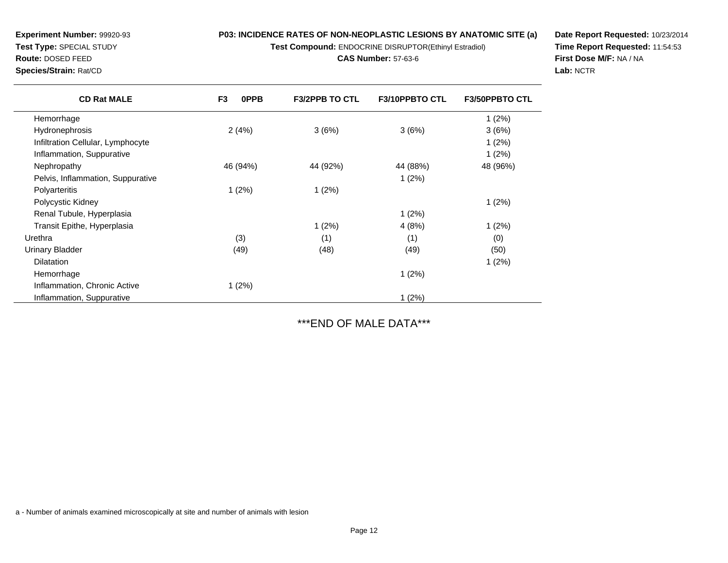**Experiment Number:** 99920-93
**Test Type:** SPECIAL STUDY
**Route:** DOSED FEED
**Species/Strain:** Rat/CD

**P03: INCIDENCE RATES OF NON-NEOPLASTIC LESIONS BY ANATOMIC SITE (a)**
**Test Compound:** ENDOCRINE DISRUPTOR(Ethinyl Estradiol)
**CAS Number:** 57-63-6

**Date Report Requested:** 10/23/2014
**Time Report Requested:** 11:54:53
**First Dose M/F:** NA / NA
**Lab:** NCTR

| CD Rat MALE | F3 0PPB | F3/2PPB TO CTL | F3/10PPBTO CTL | F3/50PPBTO CTL |
|---|---|---|---|---|
| Hemorrhage | | | | 1 (2%) |
| Hydronephrosis | 2 (4%) | 3 (6%) | 3 (6%) | 3 (6%) |
| Infiltration Cellular, Lymphocyte | | | | 1 (2%) |
| Inflammation, Suppurative | | | | 1 (2%) |
| Nephropathy | 46 (94%) | 44 (92%) | 44 (88%) | 48 (96%) |
| Pelvis, Inflammation, Suppurative | | | 1 (2%) | |
| Polyarteritis | 1 (2%) | 1 (2%) | | |
| Polycystic Kidney | | | | 1 (2%) |
| Renal Tubule, Hyperplasia | | | 1 (2%) | |
| Transit Epithe, Hyperplasia | | 1 (2%) | 4 (8%) | 1 (2%) |
| Urethra | (3) | (1) | (1) | (0) |
| Urinary Bladder | (49) | (48) | (49) | (50) |
| Dilatation | | | | 1 (2%) |
| Hemorrhage | | | 1 (2%) | |
| Inflammation, Chronic Active | 1 (2%) | | | |
| Inflammation, Suppurative | | | 1 (2%) | |

***END OF MALE DATA***

a - Number of animals examined microscopically at site and number of animals with lesion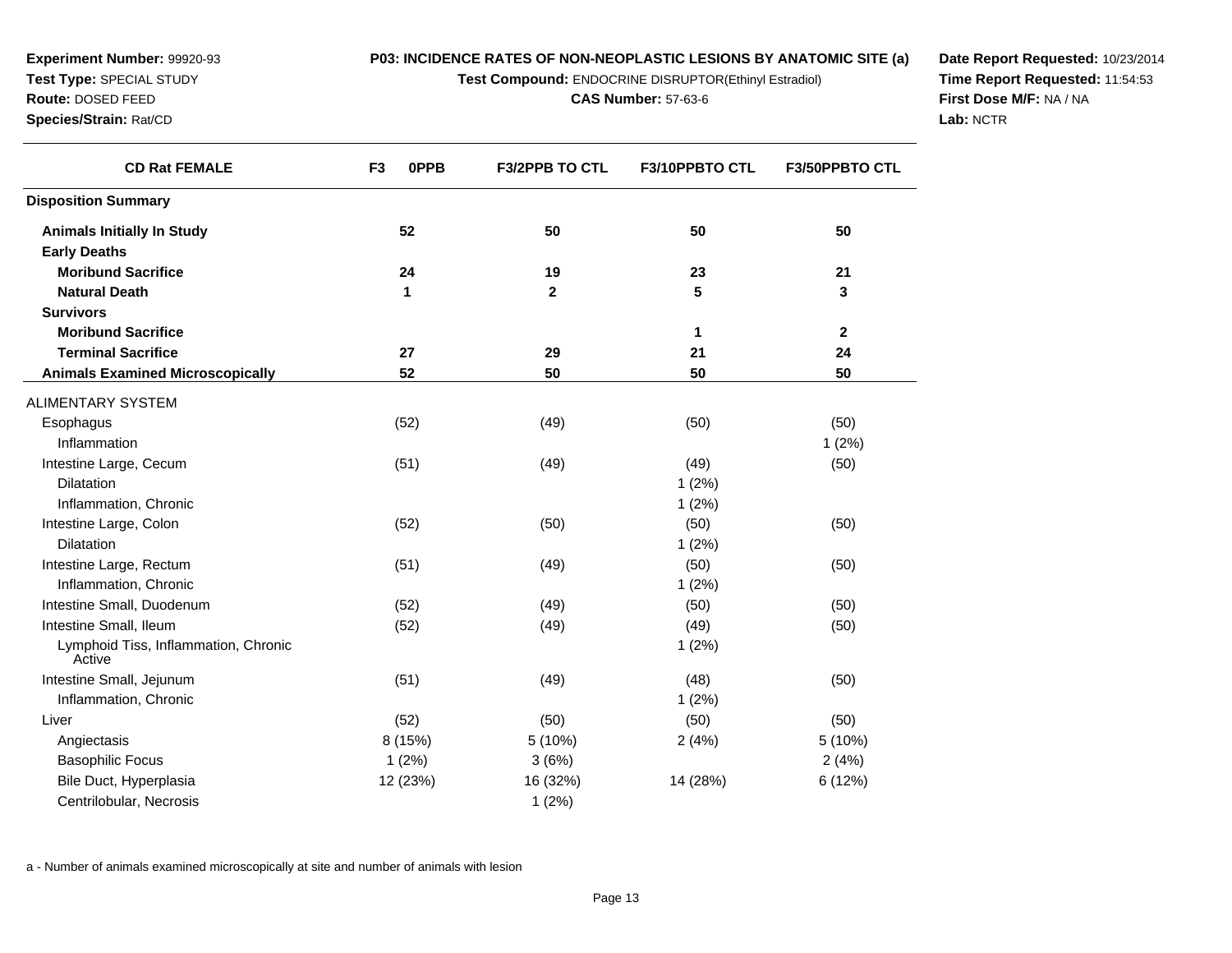**Experiment Number:** 99920-93
**Test Type:** SPECIAL STUDY
**Route:** DOSED FEED
**Species/Strain:** Rat/CD

**P03: INCIDENCE RATES OF NON-NEOPLASTIC LESIONS BY ANATOMIC SITE (a)**
**Test Compound:** ENDOCRINE DISRUPTOR(Ethinyl Estradiol)
**CAS Number:** 57-63-6

**Date Report Requested:** 10/23/2014
**Time Report Requested:** 11:54:53
**First Dose M/F:** NA / NA
**Lab:** NCTR

| CD Rat FEMALE | F3 0PPB | F3/2PPB TO CTL | F3/10PPBTO CTL | F3/50PPBTO CTL |
|---|---|---|---|---|
| **Disposition Summary** | | | | |
| **Animals Initially In Study** | **52** | **50** | **50** | **50** |
| **Early Deaths** | | | | |
| **Moribund Sacrifice** | **24** | **19** | **23** | **21** |
| **Natural Death** | **1** | **2** | **5** | **3** |
| **Survivors** | | | | |
| **Moribund Sacrifice** | | | **1** | **2** |
| **Terminal Sacrifice** | **27** | **29** | **21** | **24** |
| **Animals Examined Microscopically** | **52** | **50** | **50** | **50** |
| ALIMENTARY SYSTEM | | | | |
| Esophagus | (52) | (49) | (50) | (50) |
| Inflammation | | | | 1 (2%) |
| Intestine Large, Cecum | (51) | (49) | (49) | (50) |
| Dilatation | | | 1 (2%) | |
| Inflammation, Chronic | | | 1 (2%) | |
| Intestine Large, Colon | (52) | (50) | (50) | (50) |
| Dilatation | | | 1 (2%) | |
| Intestine Large, Rectum | (51) | (49) | (50) | (50) |
| Inflammation, Chronic | | | 1 (2%) | |
| Intestine Small, Duodenum | (52) | (49) | (50) | (50) |
| Intestine Small, Ileum | (52) | (49) | (49) | (50) |
| Lymphoid Tiss, Inflammation, Chronic Active | | | 1 (2%) | |
| Intestine Small, Jejunum | (51) | (49) | (48) | (50) |
| Inflammation, Chronic | | | 1 (2%) | |
| Liver | (52) | (50) | (50) | (50) |
| Angiectasis | 8 (15%) | 5 (10%) | 2 (4%) | 5 (10%) |
| Basophilic Focus | 1 (2%) | 3 (6%) | | 2 (4%) |
| Bile Duct, Hyperplasia | 12 (23%) | 16 (32%) | 14 (28%) | 6 (12%) |
| Centrilobular, Necrosis | | 1 (2%) | | |

a - Number of animals examined microscopically at site and number of animals with lesion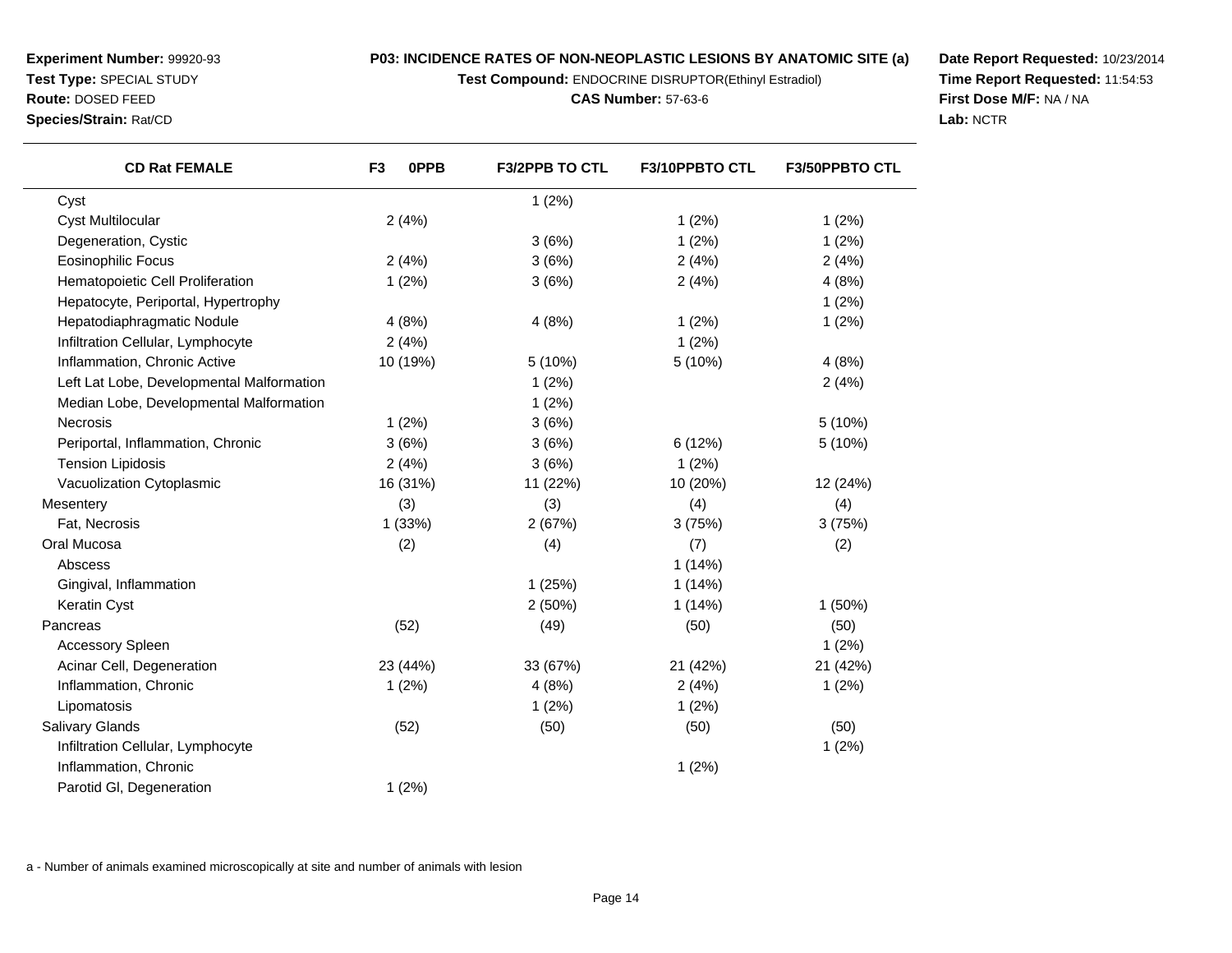**Experiment Number:** 99920-93
**Test Type:** SPECIAL STUDY
**Route:** DOSED FEED
**Species/Strain:** Rat/CD

**P03: INCIDENCE RATES OF NON-NEOPLASTIC LESIONS BY ANATOMIC SITE (a)**
**Test Compound:** ENDOCRINE DISRUPTOR(Ethinyl Estradiol)
**CAS Number:** 57-63-6

**Date Report Requested:** 10/23/2014
**Time Report Requested:** 11:54:53
**First Dose M/F:** NA / NA
**Lab:** NCTR

| CD Rat FEMALE | F3 0PPB | F3/2PPB TO CTL | F3/10PPBTO CTL | F3/50PPBTO CTL |
|---|---|---|---|---|
| Cyst | | 1 (2%) | | |
| Cyst Multilocular | 2 (4%) | | 1 (2%) | 1 (2%) |
| Degeneration, Cystic | | 3 (6%) | 1 (2%) | 1 (2%) |
| Eosinophilic Focus | 2 (4%) | 3 (6%) | 2 (4%) | 2 (4%) |
| Hematopoietic Cell Proliferation | 1 (2%) | 3 (6%) | 2 (4%) | 4 (8%) |
| Hepatocyte, Periportal, Hypertrophy | | | | 1 (2%) |
| Hepatodiaphragmatic Nodule | 4 (8%) | 4 (8%) | 1 (2%) | 1 (2%) |
| Infiltration Cellular, Lymphocyte | 2 (4%) | | 1 (2%) | |
| Inflammation, Chronic Active | 10 (19%) | 5 (10%) | 5 (10%) | 4 (8%) |
| Left Lat Lobe, Developmental Malformation | | 1 (2%) | | 2 (4%) |
| Median Lobe, Developmental Malformation | | 1 (2%) | | |
| Necrosis | 1 (2%) | 3 (6%) | | 5 (10%) |
| Periportal, Inflammation, Chronic | 3 (6%) | 3 (6%) | 6 (12%) | 5 (10%) |
| Tension Lipidosis | 2 (4%) | 3 (6%) | 1 (2%) | |
| Vacuolization Cytoplasmic | 16 (31%) | 11 (22%) | 10 (20%) | 12 (24%) |
| Mesentery | (3) | (3) | (4) | (4) |
| Fat, Necrosis | 1 (33%) | 2 (67%) | 3 (75%) | 3 (75%) |
| Oral Mucosa | (2) | (4) | (7) | (2) |
| Abscess | | | 1 (14%) | |
| Gingival, Inflammation | | 1 (25%) | 1 (14%) | |
| Keratin Cyst | | 2 (50%) | 1 (14%) | 1 (50%) |
| Pancreas | (52) | (49) | (50) | (50) |
| Accessory Spleen | | | | 1 (2%) |
| Acinar Cell, Degeneration | 23 (44%) | 33 (67%) | 21 (42%) | 21 (42%) |
| Inflammation, Chronic | 1 (2%) | 4 (8%) | 2 (4%) | 1 (2%) |
| Lipomatosis | | 1 (2%) | 1 (2%) | |
| Salivary Glands | (52) | (50) | (50) | (50) |
| Infiltration Cellular, Lymphocyte | | | | 1 (2%) |
| Inflammation, Chronic | | | 1 (2%) | |
| Parotid Gl, Degeneration | 1 (2%) | | | |

a - Number of animals examined microscopically at site and number of animals with lesion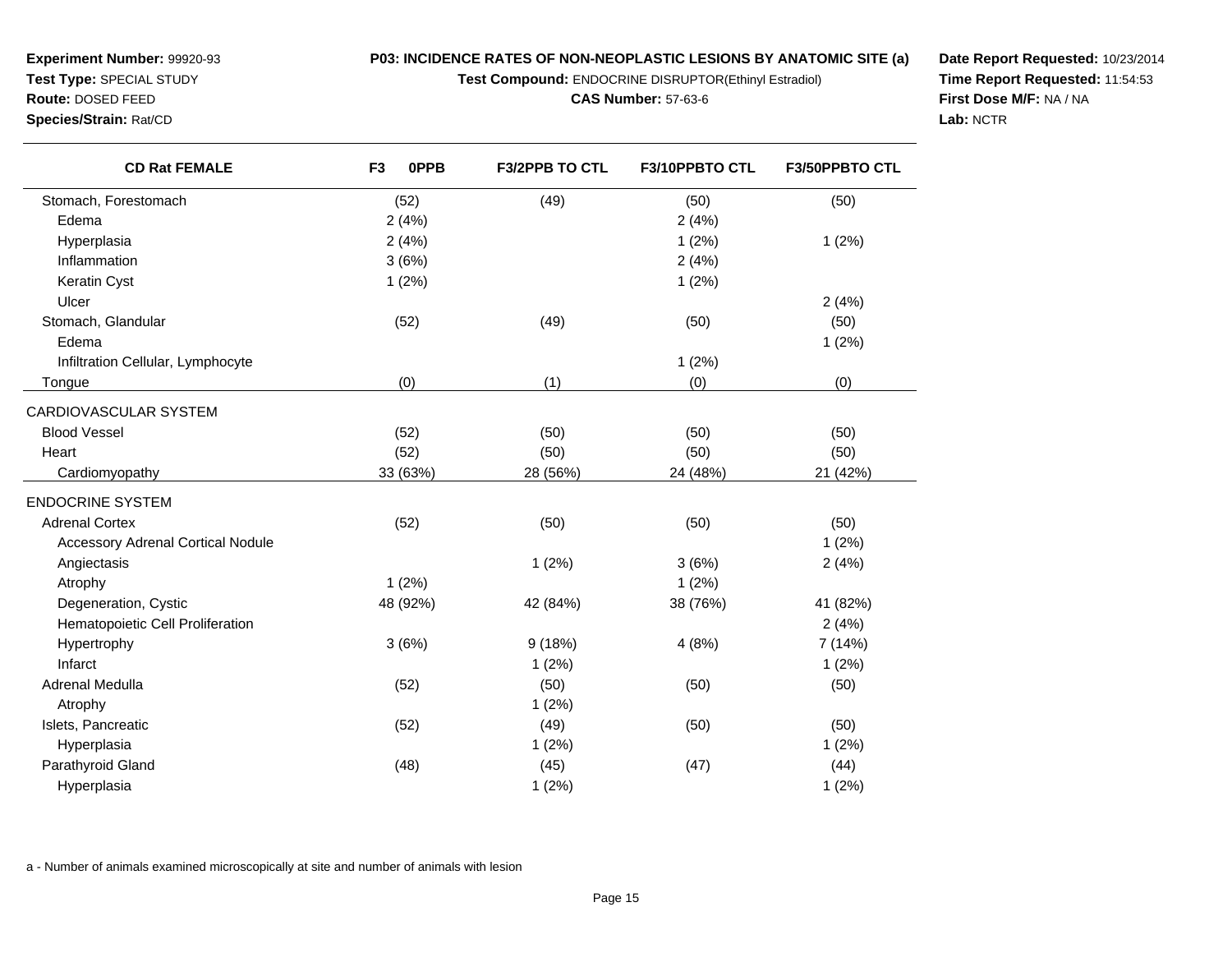**Experiment Number:** 99920-93
**Test Type:** SPECIAL STUDY
**Route:** DOSED FEED
**Species/Strain:** Rat/CD

**P03: INCIDENCE RATES OF NON-NEOPLASTIC LESIONS BY ANATOMIC SITE (a)**
**Test Compound:** ENDOCRINE DISRUPTOR(Ethinyl Estradiol)
**CAS Number:** 57-63-6

**Date Report Requested:** 10/23/2014
**Time Report Requested:** 11:54:53
**First Dose M/F:** NA / NA
**Lab:** NCTR

| CD Rat FEMALE | F3 0PPB | F3/2PPB TO CTL | F3/10PPBTO CTL | F3/50PPBTO CTL |
|---|---|---|---|---|
| Stomach, Forestomach | (52) | (49) | (50) | (50) |
| Edema | 2 (4%) | | 2 (4%) | |
| Hyperplasia | 2 (4%) | | 1 (2%) | 1 (2%) |
| Inflammation | 3 (6%) | | 2 (4%) | |
| Keratin Cyst | 1 (2%) | | 1 (2%) | |
| Ulcer | | | | 2 (4%) |
| Stomach, Glandular | (52) | (49) | (50) | (50) |
| Edema | | | | 1 (2%) |
| Infiltration Cellular, Lymphocyte | | | 1 (2%) | |
| Tongue | (0) | (1) | (0) | (0) |
| CARDIOVASCULAR SYSTEM | | | | |
| Blood Vessel | (52) | (50) | (50) | (50) |
| Heart | (52) | (50) | (50) | (50) |
| Cardiomyopathy | 33 (63%) | 28 (56%) | 24 (48%) | 21 (42%) |
| ENDOCRINE SYSTEM | | | | |
| Adrenal Cortex | (52) | (50) | (50) | (50) |
| Accessory Adrenal Cortical Nodule | | | | 1 (2%) |
| Angiectasis | | 1 (2%) | 3 (6%) | 2 (4%) |
| Atrophy | 1 (2%) | | 1 (2%) | |
| Degeneration, Cystic | 48 (92%) | 42 (84%) | 38 (76%) | 41 (82%) |
| Hematopoietic Cell Proliferation | | | | 2 (4%) |
| Hypertrophy | 3 (6%) | 9 (18%) | 4 (8%) | 7 (14%) |
| Infarct | | 1 (2%) | | 1 (2%) |
| Adrenal Medulla | (52) | (50) | (50) | (50) |
| Atrophy | | 1 (2%) | | |
| Islets, Pancreatic | (52) | (49) | (50) | (50) |
| Hyperplasia | | 1 (2%) | | 1 (2%) |
| Parathyroid Gland | (48) | (45) | (47) | (44) |
| Hyperplasia | | 1 (2%) | | 1 (2%) |

a - Number of animals examined microscopically at site and number of animals with lesion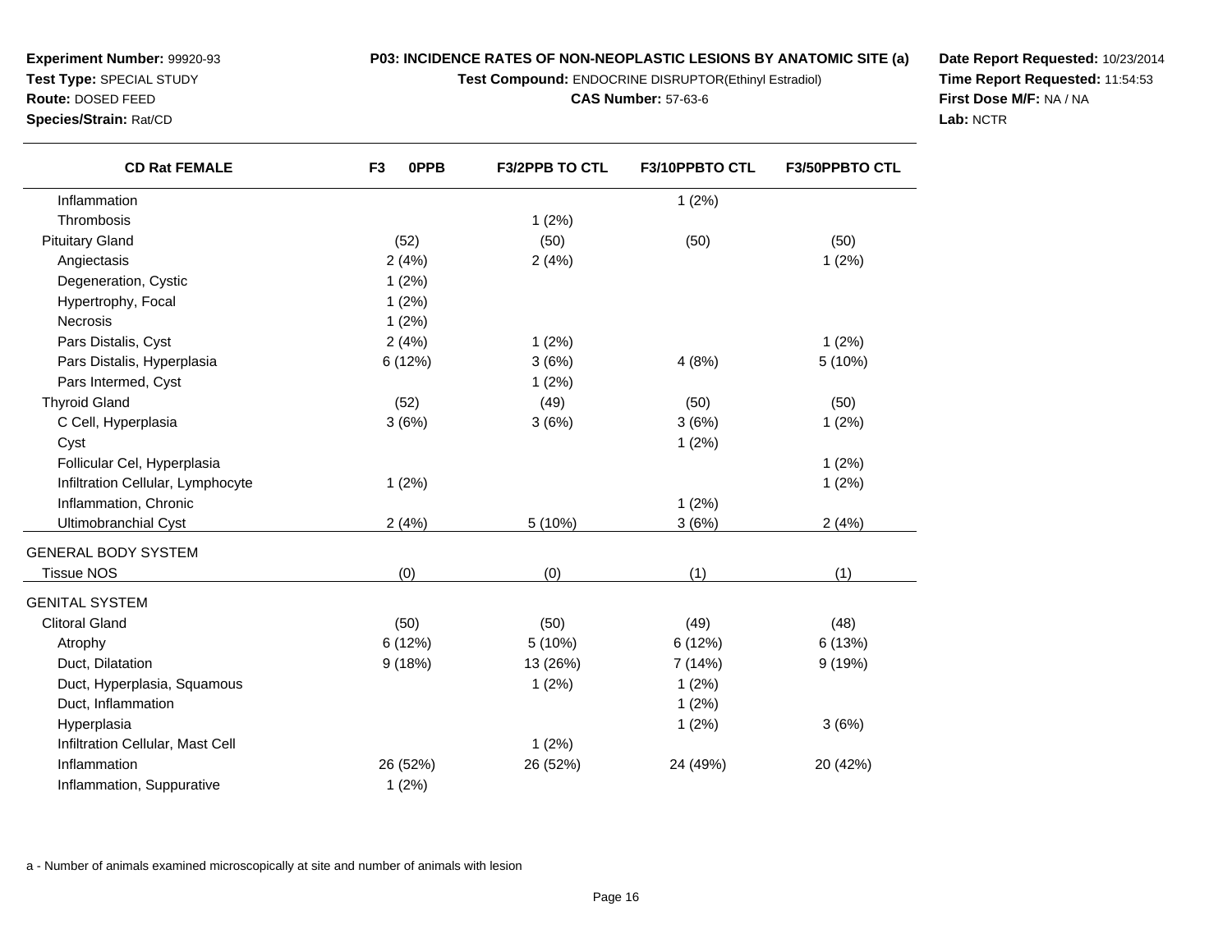**Experiment Number:** 99920-93
**Test Type:** SPECIAL STUDY
**Route:** DOSED FEED
**Species/Strain:** Rat/CD

**P03: INCIDENCE RATES OF NON-NEOPLASTIC LESIONS BY ANATOMIC SITE (a)**
**Test Compound:** ENDOCRINE DISRUPTOR(Ethinyl Estradiol)
**CAS Number:** 57-63-6

**Date Report Requested:** 10/23/2014
**Time Report Requested:** 11:54:53
**First Dose M/F:** NA / NA
**Lab:** NCTR

| CD Rat FEMALE | F3 0PPB | F3/2PPB TO CTL | F3/10PPBTO CTL | F3/50PPBTO CTL |
|---|---|---|---|---|
| Inflammation | | | 1 (2%) | |
| Thrombosis | | 1 (2%) | | |
| Pituitary Gland | (52) | (50) | (50) | (50) |
| Angiectasis | 2 (4%) | 2 (4%) | | 1 (2%) |
| Degeneration, Cystic | 1 (2%) | | | |
| Hypertrophy, Focal | 1 (2%) | | | |
| Necrosis | 1 (2%) | | | |
| Pars Distalis, Cyst | 2 (4%) | 1 (2%) | | 1 (2%) |
| Pars Distalis, Hyperplasia | 6 (12%) | 3 (6%) | 4 (8%) | 5 (10%) |
| Pars Intermed, Cyst | | 1 (2%) | | |
| Thyroid Gland | (52) | (49) | (50) | (50) |
| C Cell, Hyperplasia | 3 (6%) | 3 (6%) | 3 (6%) | 1 (2%) |
| Cyst | | | 1 (2%) | |
| Follicular Cel, Hyperplasia | | | | 1 (2%) |
| Infiltration Cellular, Lymphocyte | 1 (2%) | | | 1 (2%) |
| Inflammation, Chronic | | | 1 (2%) | |
| Ultimobranchial Cyst | 2 (4%) | 5 (10%) | 3 (6%) | 2 (4%) |
| GENERAL BODY SYSTEM | | | | |
| Tissue NOS | (0) | (0) | (1) | (1) |
| GENITAL SYSTEM | | | | |
| Clitoral Gland | (50) | (50) | (49) | (48) |
| Atrophy | 6 (12%) | 5 (10%) | 6 (12%) | 6 (13%) |
| Duct, Dilatation | 9 (18%) | 13 (26%) | 7 (14%) | 9 (19%) |
| Duct, Hyperplasia, Squamous | | 1 (2%) | 1 (2%) | |
| Duct, Inflammation | | | 1 (2%) | |
| Hyperplasia | | | 1 (2%) | 3 (6%) |
| Infiltration Cellular, Mast Cell | | 1 (2%) | | |
| Inflammation | 26 (52%) | 26 (52%) | 24 (49%) | 20 (42%) |
| Inflammation, Suppurative | 1 (2%) | | | |

a - Number of animals examined microscopically at site and number of animals with lesion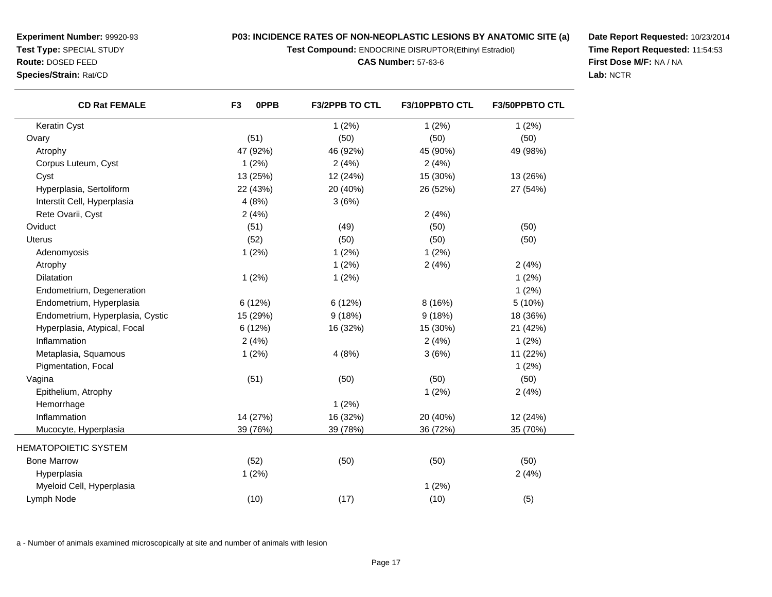**Experiment Number:** 99920-93
**Test Type:** SPECIAL STUDY
**Route:** DOSED FEED
**Species/Strain:** Rat/CD

**P03: INCIDENCE RATES OF NON-NEOPLASTIC LESIONS BY ANATOMIC SITE (a)**
**Test Compound:** ENDOCRINE DISRUPTOR(Ethinyl Estradiol)
**CAS Number:** 57-63-6

**Date Report Requested:** 10/23/2014
**Time Report Requested:** 11:54:53
**First Dose M/F:** NA / NA
**Lab:** NCTR

| CD Rat FEMALE | F3 0PPB | F3/2PPB TO CTL | F3/10PPBTO CTL | F3/50PPBTO CTL |
|---|---|---|---|---|
| Keratin Cyst | | 1 (2%) | 1 (2%) | 1 (2%) |
| Ovary | (51) | (50) | (50) | (50) |
| Atrophy | 47 (92%) | 46 (92%) | 45 (90%) | 49 (98%) |
| Corpus Luteum, Cyst | 1 (2%) | 2 (4%) | 2 (4%) | |
| Cyst | 13 (25%) | 12 (24%) | 15 (30%) | 13 (26%) |
| Hyperplasia, Sertoliform | 22 (43%) | 20 (40%) | 26 (52%) | 27 (54%) |
| Interstit Cell, Hyperplasia | 4 (8%) | 3 (6%) | | |
| Rete Ovarii, Cyst | 2 (4%) | | 2 (4%) | |
| Oviduct | (51) | (49) | (50) | (50) |
| Uterus | (52) | (50) | (50) | (50) |
| Adenomyosis | 1 (2%) | 1 (2%) | 1 (2%) | |
| Atrophy | | 1 (2%) | 2 (4%) | 2 (4%) |
| Dilatation | 1 (2%) | 1 (2%) | | 1 (2%) |
| Endometrium, Degeneration | | | | 1 (2%) |
| Endometrium, Hyperplasia | 6 (12%) | 6 (12%) | 8 (16%) | 5 (10%) |
| Endometrium, Hyperplasia, Cystic | 15 (29%) | 9 (18%) | 9 (18%) | 18 (36%) |
| Hyperplasia, Atypical, Focal | 6 (12%) | 16 (32%) | 15 (30%) | 21 (42%) |
| Inflammation | 2 (4%) | | 2 (4%) | 1 (2%) |
| Metaplasia, Squamous | 1 (2%) | 4 (8%) | 3 (6%) | 11 (22%) |
| Pigmentation, Focal | | | | 1 (2%) |
| Vagina | (51) | (50) | (50) | (50) |
| Epithelium, Atrophy | | | 1 (2%) | 2 (4%) |
| Hemorrhage | | 1 (2%) | | |
| Inflammation | 14 (27%) | 16 (32%) | 20 (40%) | 12 (24%) |
| Mucocyte, Hyperplasia | 39 (76%) | 39 (78%) | 36 (72%) | 35 (70%) |
| HEMATOPOIETIC SYSTEM | | | | |
| Bone Marrow | (52) | (50) | (50) | (50) |
| Hyperplasia | 1 (2%) | | | 2 (4%) |
| Myeloid Cell, Hyperplasia | | | 1 (2%) | |
| Lymph Node | (10) | (17) | (10) | (5) |

a - Number of animals examined microscopically at site and number of animals with lesion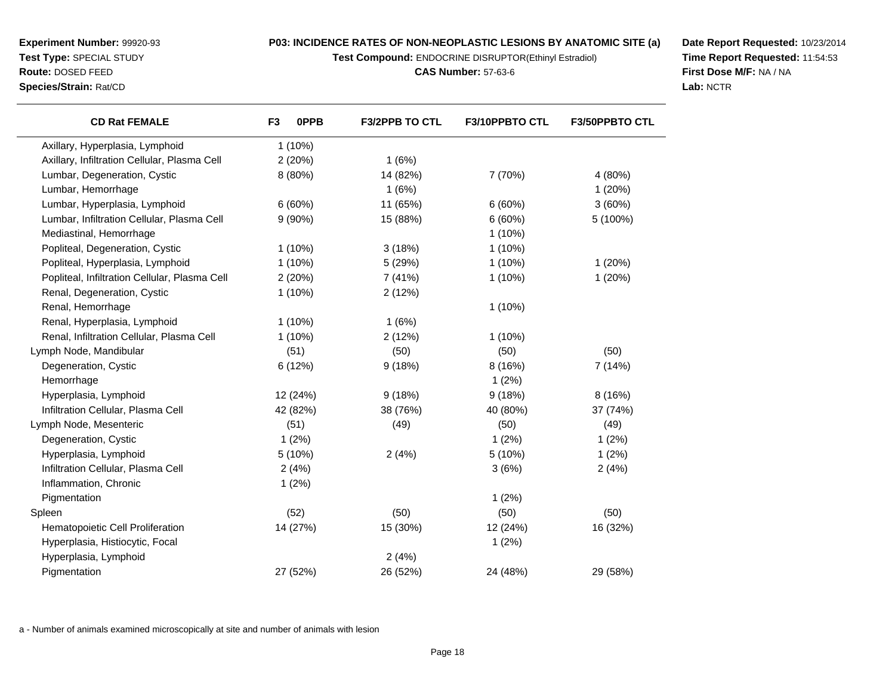**Experiment Number:** 99920-93
**Test Type:** SPECIAL STUDY
**Route:** DOSED FEED
**Species/Strain:** Rat/CD

**P03: INCIDENCE RATES OF NON-NEOPLASTIC LESIONS BY ANATOMIC SITE (a)**
**Test Compound:** ENDOCRINE DISRUPTOR(Ethinyl Estradiol)
**CAS Number:** 57-63-6

**Date Report Requested:** 10/23/2014
**Time Report Requested:** 11:54:53
**First Dose M/F:** NA / NA
**Lab:** NCTR

| CD Rat FEMALE | F3 0PPB | F3/2PPB TO CTL | F3/10PPBTO CTL | F3/50PPBTO CTL |
|---|---|---|---|---|
| Axillary, Hyperplasia, Lymphoid | 1 (10%) | | | |
| Axillary, Infiltration Cellular, Plasma Cell | 2 (20%) | 1 (6%) | | |
| Lumbar, Degeneration, Cystic | 8 (80%) | 14 (82%) | 7 (70%) | 4 (80%) |
| Lumbar, Hemorrhage | | 1 (6%) | | 1 (20%) |
| Lumbar, Hyperplasia, Lymphoid | 6 (60%) | 11 (65%) | 6 (60%) | 3 (60%) |
| Lumbar, Infiltration Cellular, Plasma Cell | 9 (90%) | 15 (88%) | 6 (60%) | 5 (100%) |
| Mediastinal, Hemorrhage | | | 1 (10%) | |
| Popliteal, Degeneration, Cystic | 1 (10%) | 3 (18%) | 1 (10%) | |
| Popliteal, Hyperplasia, Lymphoid | 1 (10%) | 5 (29%) | 1 (10%) | 1 (20%) |
| Popliteal, Infiltration Cellular, Plasma Cell | 2 (20%) | 7 (41%) | 1 (10%) | 1 (20%) |
| Renal, Degeneration, Cystic | 1 (10%) | 2 (12%) | | |
| Renal, Hemorrhage | | | 1 (10%) | |
| Renal, Hyperplasia, Lymphoid | 1 (10%) | 1 (6%) | | |
| Renal, Infiltration Cellular, Plasma Cell | 1 (10%) | 2 (12%) | 1 (10%) | |
| Lymph Node, Mandibular | (51) | (50) | (50) | (50) |
| Degeneration, Cystic | 6 (12%) | 9 (18%) | 8 (16%) | 7 (14%) |
| Hemorrhage | | | 1 (2%) | |
| Hyperplasia, Lymphoid | 12 (24%) | 9 (18%) | 9 (18%) | 8 (16%) |
| Infiltration Cellular, Plasma Cell | 42 (82%) | 38 (76%) | 40 (80%) | 37 (74%) |
| Lymph Node, Mesenteric | (51) | (49) | (50) | (49) |
| Degeneration, Cystic | 1 (2%) | | 1 (2%) | 1 (2%) |
| Hyperplasia, Lymphoid | 5 (10%) | 2 (4%) | 5 (10%) | 1 (2%) |
| Infiltration Cellular, Plasma Cell | 2 (4%) | | 3 (6%) | 2 (4%) |
| Inflammation, Chronic | 1 (2%) | | | |
| Pigmentation | | | 1 (2%) | |
| Spleen | (52) | (50) | (50) | (50) |
| Hematopoietic Cell Proliferation | 14 (27%) | 15 (30%) | 12 (24%) | 16 (32%) |
| Hyperplasia, Histiocytic, Focal | | | 1 (2%) | |
| Hyperplasia, Lymphoid | | 2 (4%) | | |
| Pigmentation | 27 (52%) | 26 (52%) | 24 (48%) | 29 (58%) |

a - Number of animals examined microscopically at site and number of animals with lesion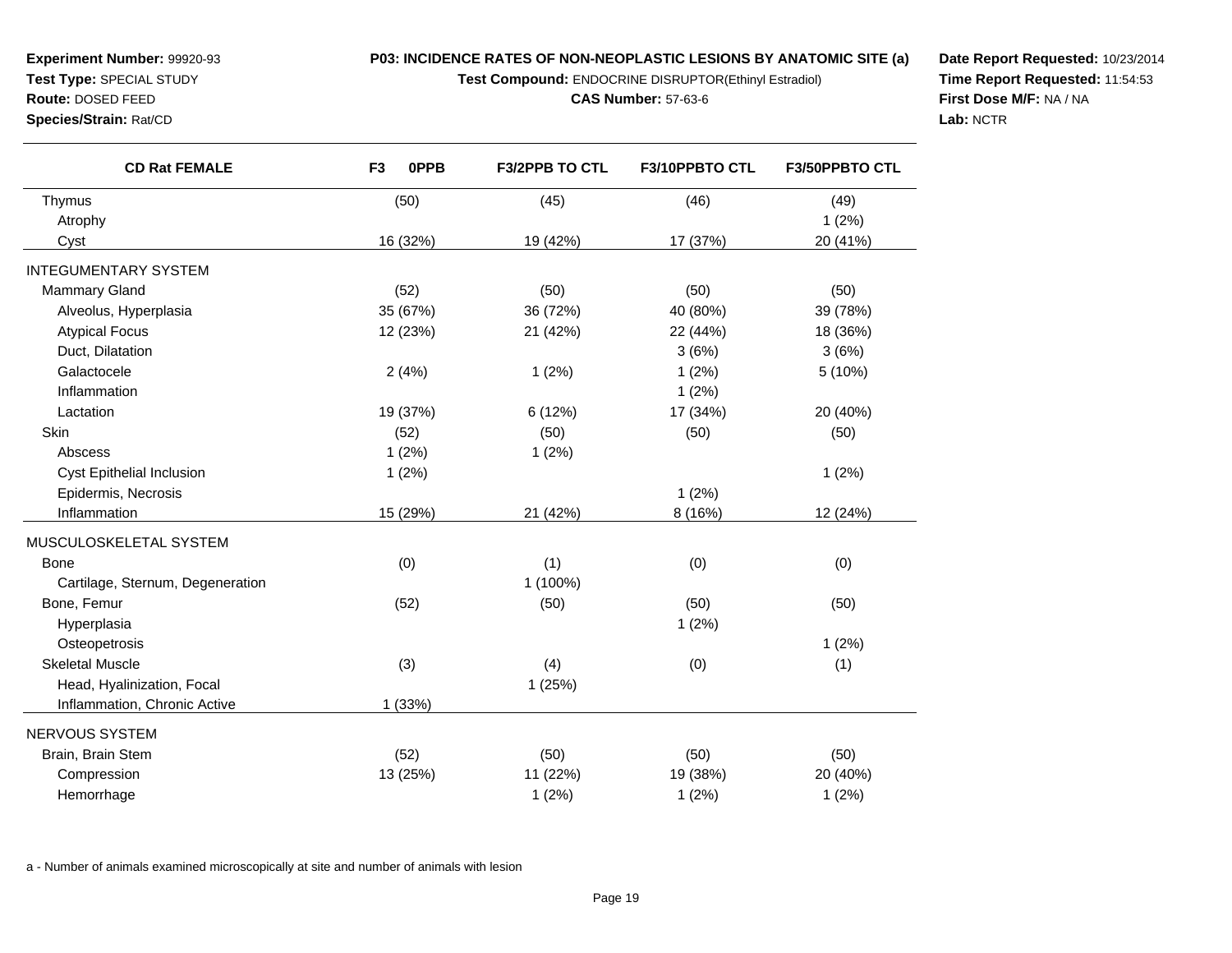**Experiment Number:** 99920-93
**Test Type:** SPECIAL STUDY
**Route:** DOSED FEED
**Species/Strain:** Rat/CD

**P03: INCIDENCE RATES OF NON-NEOPLASTIC LESIONS BY ANATOMIC SITE (a)**
**Test Compound:** ENDOCRINE DISRUPTOR(Ethinyl Estradiol)
**CAS Number:** 57-63-6

**Date Report Requested:** 10/23/2014
**Time Report Requested:** 11:54:53
**First Dose M/F:** NA / NA
**Lab:** NCTR

| CD Rat FEMALE | F3 0PPB | F3/2PPB TO CTL | F3/10PPBTO CTL | F3/50PPBTO CTL |
|---|---|---|---|---|
| Thymus | (50) | (45) | (46) | (49) |
| Atrophy | | | | 1 (2%) |
| Cyst | 16 (32%) | 19 (42%) | 17 (37%) | 20 (41%) |
| INTEGUMENTARY SYSTEM | | | | |
| Mammary Gland | (52) | (50) | (50) | (50) |
| Alveolus, Hyperplasia | 35 (67%) | 36 (72%) | 40 (80%) | 39 (78%) |
| Atypical Focus | 12 (23%) | 21 (42%) | 22 (44%) | 18 (36%) |
| Duct, Dilatation | | | 3 (6%) | 3 (6%) |
| Galactocele | 2 (4%) | 1 (2%) | 1 (2%) | 5 (10%) |
| Inflammation | | | 1 (2%) | |
| Lactation | 19 (37%) | 6 (12%) | 17 (34%) | 20 (40%) |
| Skin | (52) | (50) | (50) | (50) |
| Abscess | 1 (2%) | 1 (2%) | | |
| Cyst Epithelial Inclusion | 1 (2%) | | | 1 (2%) |
| Epidermis, Necrosis | | | 1 (2%) | |
| Inflammation | 15 (29%) | 21 (42%) | 8 (16%) | 12 (24%) |
| MUSCULOSKELETAL SYSTEM | | | | |
| Bone | (0) | (1) | (0) | (0) |
| Cartilage, Sternum, Degeneration | | 1 (100%) | | |
| Bone, Femur | (52) | (50) | (50) | (50) |
| Hyperplasia | | | 1 (2%) | |
| Osteopetrosis | | | | 1 (2%) |
| Skeletal Muscle | (3) | (4) | (0) | (1) |
| Head, Hyalinization, Focal | | 1 (25%) | | |
| Inflammation, Chronic Active | 1 (33%) | | | |
| NERVOUS SYSTEM | | | | |
| Brain, Brain Stem | (52) | (50) | (50) | (50) |
| Compression | 13 (25%) | 11 (22%) | 19 (38%) | 20 (40%) |
| Hemorrhage | | 1 (2%) | 1 (2%) | 1 (2%) |

a - Number of animals examined microscopically at site and number of animals with lesion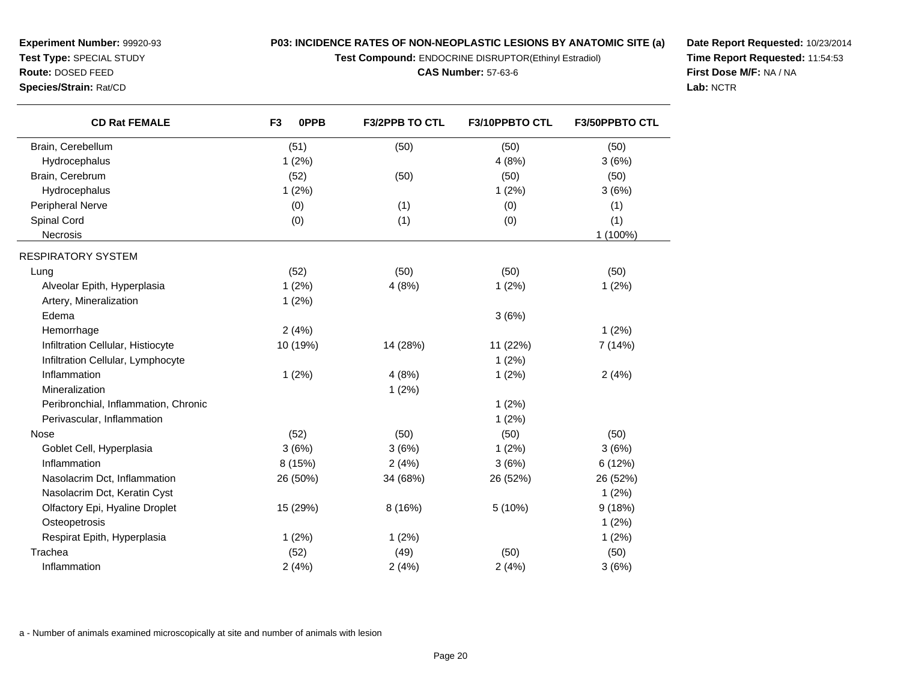**Experiment Number:** 99920-93
**Test Type:** SPECIAL STUDY
**Route:** DOSED FEED
**Species/Strain:** Rat/CD

**P03: INCIDENCE RATES OF NON-NEOPLASTIC LESIONS BY ANATOMIC SITE (a)**
**Test Compound:** ENDOCRINE DISRUPTOR(Ethinyl Estradiol)
**CAS Number:** 57-63-6

**Date Report Requested:** 10/23/2014
**Time Report Requested:** 11:54:53
**First Dose M/F:** NA / NA
**Lab:** NCTR

| CD Rat FEMALE | F3 0PPB | F3/2PPB TO CTL | F3/10PPBTO CTL | F3/50PPBTO CTL |
|---|---|---|---|---|
| Brain, Cerebellum | (51) | (50) | (50) | (50) |
| Hydrocephalus | 1 (2%) | | 4 (8%) | 3 (6%) |
| Brain, Cerebrum | (52) | (50) | (50) | (50) |
| Hydrocephalus | 1 (2%) | | 1 (2%) | 3 (6%) |
| Peripheral Nerve | (0) | (1) | (0) | (1) |
| Spinal Cord | (0) | (1) | (0) | (1) |
| Necrosis | | | | 1 (100%) |
| RESPIRATORY SYSTEM | | | | |
| Lung | (52) | (50) | (50) | (50) |
| Alveolar Epith, Hyperplasia | 1 (2%) | 4 (8%) | 1 (2%) | 1 (2%) |
| Artery, Mineralization | 1 (2%) | | | |
| Edema | | | 3 (6%) | |
| Hemorrhage | 2 (4%) | | | 1 (2%) |
| Infiltration Cellular, Histiocyte | 10 (19%) | 14 (28%) | 11 (22%) | 7 (14%) |
| Infiltration Cellular, Lymphocyte | | | 1 (2%) | |
| Inflammation | 1 (2%) | 4 (8%) | 1 (2%) | 2 (4%) |
| Mineralization | | 1 (2%) | | |
| Peribronchial, Inflammation, Chronic | | | 1 (2%) | |
| Perivascular, Inflammation | | | 1 (2%) | |
| Nose | (52) | (50) | (50) | (50) |
| Goblet Cell, Hyperplasia | 3 (6%) | 3 (6%) | 1 (2%) | 3 (6%) |
| Inflammation | 8 (15%) | 2 (4%) | 3 (6%) | 6 (12%) |
| Nasolacrim Dct, Inflammation | 26 (50%) | 34 (68%) | 26 (52%) | 26 (52%) |
| Nasolacrim Dct, Keratin Cyst | | | | 1 (2%) |
| Olfactory Epi, Hyaline Droplet | 15 (29%) | 8 (16%) | 5 (10%) | 9 (18%) |
| Osteopetrosis | | | | 1 (2%) |
| Respirat Epith, Hyperplasia | 1 (2%) | 1 (2%) | | 1 (2%) |
| Trachea | (52) | (49) | (50) | (50) |
| Inflammation | 2 (4%) | 2 (4%) | 2 (4%) | 3 (6%) |

a - Number of animals examined microscopically at site and number of animals with lesion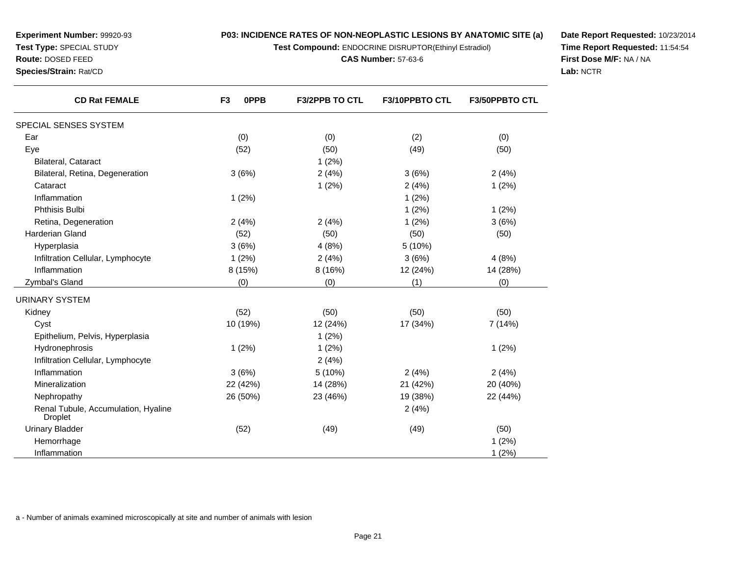**Experiment Number:** 99920-93
**Test Type:** SPECIAL STUDY
**Route:** DOSED FEED
**Species/Strain:** Rat/CD

**P03: INCIDENCE RATES OF NON-NEOPLASTIC LESIONS BY ANATOMIC SITE (a)**
**Test Compound:** ENDOCRINE DISRUPTOR(Ethinyl Estradiol)
**CAS Number:** 57-63-6

**Date Report Requested:** 10/23/2014
**Time Report Requested:** 11:54:54
**First Dose M/F:** NA / NA
**Lab:** NCTR

| CD Rat FEMALE | F3 0PPB | F3/2PPB TO CTL | F3/10PPBTO CTL | F3/50PPBTO CTL |
|---|---|---|---|---|
| SPECIAL SENSES SYSTEM | | | | |
| Ear | (0) | (0) | (2) | (0) |
| Eye | (52) | (50) | (49) | (50) |
| Bilateral, Cataract | | 1 (2%) | | |
| Bilateral, Retina, Degeneration | 3 (6%) | 2 (4%) | 3 (6%) | 2 (4%) |
| Cataract | | 1 (2%) | 2 (4%) | 1 (2%) |
| Inflammation | 1 (2%) | | 1 (2%) | |
| Phthisis Bulbi | | | 1 (2%) | 1 (2%) |
| Retina, Degeneration | 2 (4%) | 2 (4%) | 1 (2%) | 3 (6%) |
| Harderian Gland | (52) | (50) | (50) | (50) |
| Hyperplasia | 3 (6%) | 4 (8%) | 5 (10%) | |
| Infiltration Cellular, Lymphocyte | 1 (2%) | 2 (4%) | 3 (6%) | 4 (8%) |
| Inflammation | 8 (15%) | 8 (16%) | 12 (24%) | 14 (28%) |
| Zymbal's Gland | (0) | (0) | (1) | (0) |
| URINARY SYSTEM | | | | |
| Kidney | (52) | (50) | (50) | (50) |
| Cyst | 10 (19%) | 12 (24%) | 17 (34%) | 7 (14%) |
| Epithelium, Pelvis, Hyperplasia | | 1 (2%) | | |
| Hydronephrosis | 1 (2%) | 1 (2%) | | 1 (2%) |
| Infiltration Cellular, Lymphocyte | | 2 (4%) | | |
| Inflammation | 3 (6%) | 5 (10%) | 2 (4%) | 2 (4%) |
| Mineralization | 22 (42%) | 14 (28%) | 21 (42%) | 20 (40%) |
| Nephropathy | 26 (50%) | 23 (46%) | 19 (38%) | 22 (44%) |
| Renal Tubule, Accumulation, Hyaline Droplet | | | 2 (4%) | |
| Urinary Bladder | (52) | (49) | (49) | (50) |
| Hemorrhage | | | | 1 (2%) |
| Inflammation | | | | 1 (2%) |

a - Number of animals examined microscopically at site and number of animals with lesion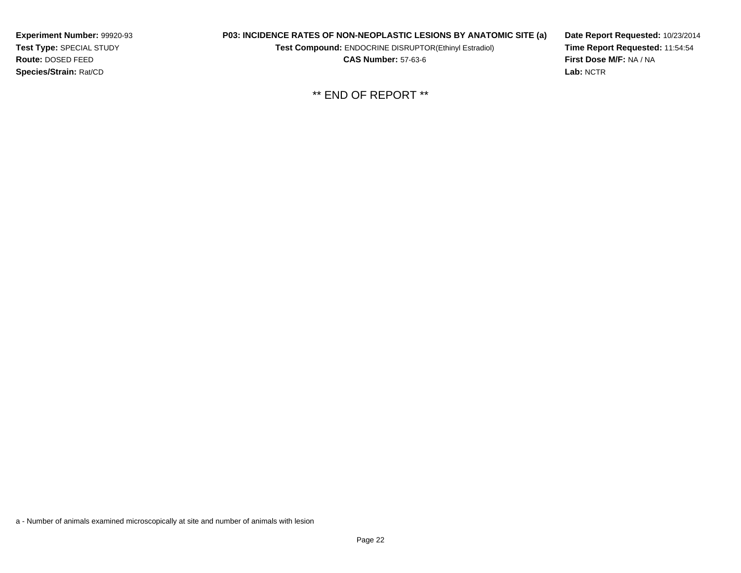**Experiment Number:** 99920-93
**Test Type:** SPECIAL STUDY
**Route:** DOSED FEED
**Species/Strain:** Rat/CD

**P03: INCIDENCE RATES OF NON-NEOPLASTIC LESIONS BY ANATOMIC SITE (a)**
**Test Compound:** ENDOCRINE DISRUPTOR(Ethinyl Estradiol)
**CAS Number:** 57-63-6

**Date Report Requested:** 10/23/2014
**Time Report Requested:** 11:54:54
**First Dose M/F:** NA / NA
**Lab:** NCTR

** END OF REPORT **

a - Number of animals examined microscopically at site and number of animals with lesion